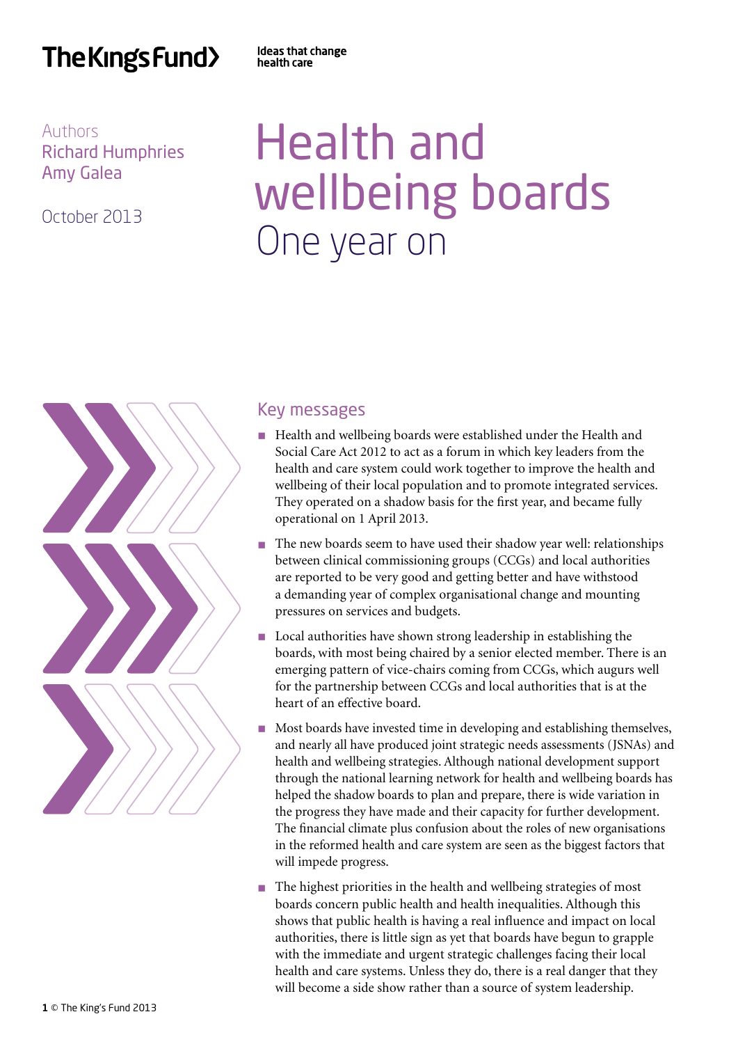The King's Fund

Ideas that change health care

Authors
Richard Humphries
Amy Galea

October 2013

# Health and wellbeing boards
## One year on

## Key messages

- Health and wellbeing boards were established under the Health and Social Care Act 2012 to act as a forum in which key leaders from the health and care system could work together to improve the health and wellbeing of their local population and to promote integrated services. They operated on a shadow basis for the first year, and became fully operational on 1 April 2013.
- The new boards seem to have used their shadow year well: relationships between clinical commissioning groups (CCGs) and local authorities are reported to be very good and getting better and have withstood a demanding year of complex organisational change and mounting pressures on services and budgets.
- Local authorities have shown strong leadership in establishing the boards, with most being chaired by a senior elected member. There is an emerging pattern of vice-chairs coming from CCGs, which augurs well for the partnership between CCGs and local authorities that is at the heart of an effective board.
- Most boards have invested time in developing and establishing themselves, and nearly all have produced joint strategic needs assessments (JSNAs) and health and wellbeing strategies. Although national development support through the national learning network for health and wellbeing boards has helped the shadow boards to plan and prepare, there is wide variation in the progress they have made and their capacity for further development. The financial climate plus confusion about the roles of new organisations in the reformed health and care system are seen as the biggest factors that will impede progress.
- The highest priorities in the health and wellbeing strategies of most boards concern public health and health inequalities. Although this shows that public health is having a real influence and impact on local authorities, there is little sign as yet that boards have begun to grapple with the immediate and urgent strategic challenges facing their local health and care systems. Unless they do, there is a real danger that they will become a side show rather than a source of system leadership.

© The King's Fund 2013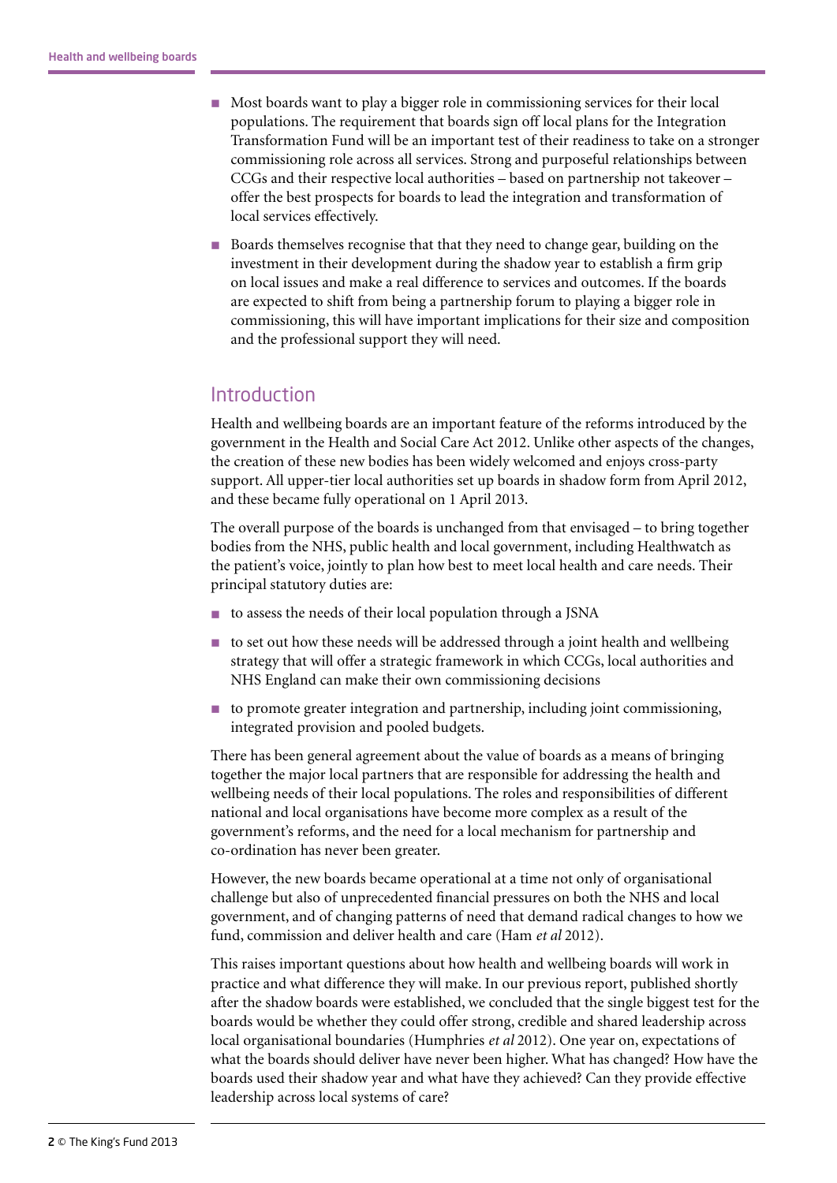- Most boards want to play a bigger role in commissioning services for their local populations. The requirement that boards sign off local plans for the Integration Transformation Fund will be an important test of their readiness to take on a stronger commissioning role across all services. Strong and purposeful relationships between CCGs and their respective local authorities – based on partnership not takeover – offer the best prospects for boards to lead the integration and transformation of local services effectively.
- Boards themselves recognise that that they need to change gear, building on the investment in their development during the shadow year to establish a firm grip on local issues and make a real difference to services and outcomes. If the boards are expected to shift from being a partnership forum to playing a bigger role in commissioning, this will have important implications for their size and composition and the professional support they will need.

## Introduction

Health and wellbeing boards are an important feature of the reforms introduced by the government in the Health and Social Care Act 2012. Unlike other aspects of the changes, the creation of these new bodies has been widely welcomed and enjoys cross-party support. All upper-tier local authorities set up boards in shadow form from April 2012, and these became fully operational on 1 April 2013.

The overall purpose of the boards is unchanged from that envisaged – to bring together bodies from the NHS, public health and local government, including Healthwatch as the patient's voice, jointly to plan how best to meet local health and care needs. Their principal statutory duties are:

- to assess the needs of their local population through a JSNA
- to set out how these needs will be addressed through a joint health and wellbeing strategy that will offer a strategic framework in which CCGs, local authorities and NHS England can make their own commissioning decisions
- to promote greater integration and partnership, including joint commissioning, integrated provision and pooled budgets.

There has been general agreement about the value of boards as a means of bringing together the major local partners that are responsible for addressing the health and wellbeing needs of their local populations. The roles and responsibilities of different national and local organisations have become more complex as a result of the government's reforms, and the need for a local mechanism for partnership and co-ordination has never been greater.

However, the new boards became operational at a time not only of organisational challenge but also of unprecedented financial pressures on both the NHS and local government, and of changing patterns of need that demand radical changes to how we fund, commission and deliver health and care (Ham *et al* 2012).

This raises important questions about how health and wellbeing boards will work in practice and what difference they will make. In our previous report, published shortly after the shadow boards were established, we concluded that the single biggest test for the boards would be whether they could offer strong, credible and shared leadership across local organisational boundaries (Humphries *et al* 2012). One year on, expectations of what the boards should deliver have never been higher. What has changed? How have the boards used their shadow year and what have they achieved? Can they provide effective leadership across local systems of care?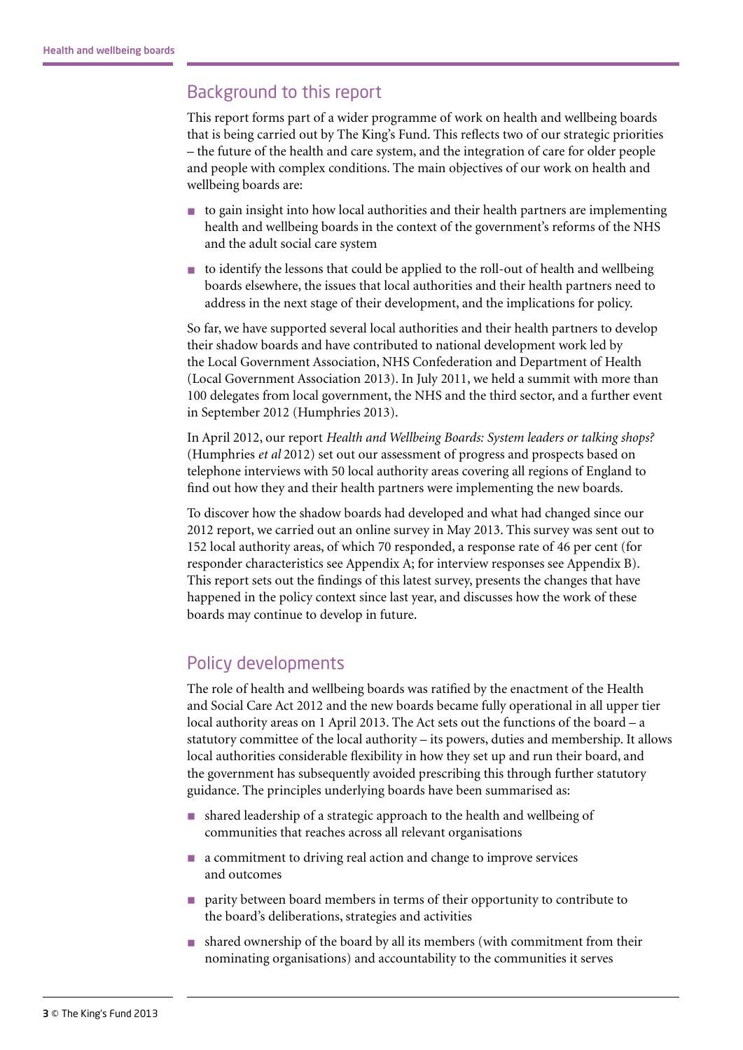## Background to this report

This report forms part of a wider programme of work on health and wellbeing boards that is being carried out by The King's Fund. This reflects two of our strategic priorities – the future of the health and care system, and the integration of care for older people and people with complex conditions. The main objectives of our work on health and wellbeing boards are:

- to gain insight into how local authorities and their health partners are implementing health and wellbeing boards in the context of the government's reforms of the NHS and the adult social care system
- to identify the lessons that could be applied to the roll-out of health and wellbeing boards elsewhere, the issues that local authorities and their health partners need to address in the next stage of their development, and the implications for policy.

So far, we have supported several local authorities and their health partners to develop their shadow boards and have contributed to national development work led by the Local Government Association, NHS Confederation and Department of Health (Local Government Association 2013). In July 2011, we held a summit with more than 100 delegates from local government, the NHS and the third sector, and a further event in September 2012 (Humphries 2013).

In April 2012, our report *Health and Wellbeing Boards: System leaders or talking shops?* (Humphries *et al* 2012) set out our assessment of progress and prospects based on telephone interviews with 50 local authority areas covering all regions of England to find out how they and their health partners were implementing the new boards.

To discover how the shadow boards had developed and what had changed since our 2012 report, we carried out an online survey in May 2013. This survey was sent out to 152 local authority areas, of which 70 responded, a response rate of 46 per cent (for responder characteristics see Appendix A; for interview responses see Appendix B). This report sets out the findings of this latest survey, presents the changes that have happened in the policy context since last year, and discusses how the work of these boards may continue to develop in future.

## Policy developments

The role of health and wellbeing boards was ratified by the enactment of the Health and Social Care Act 2012 and the new boards became fully operational in all upper tier local authority areas on 1 April 2013. The Act sets out the functions of the board – a statutory committee of the local authority – its powers, duties and membership. It allows local authorities considerable flexibility in how they set up and run their board, and the government has subsequently avoided prescribing this through further statutory guidance. The principles underlying boards have been summarised as:

- shared leadership of a strategic approach to the health and wellbeing of communities that reaches across all relevant organisations
- a commitment to driving real action and change to improve services and outcomes
- parity between board members in terms of their opportunity to contribute to the board's deliberations, strategies and activities
- shared ownership of the board by all its members (with commitment from their nominating organisations) and accountability to the communities it serves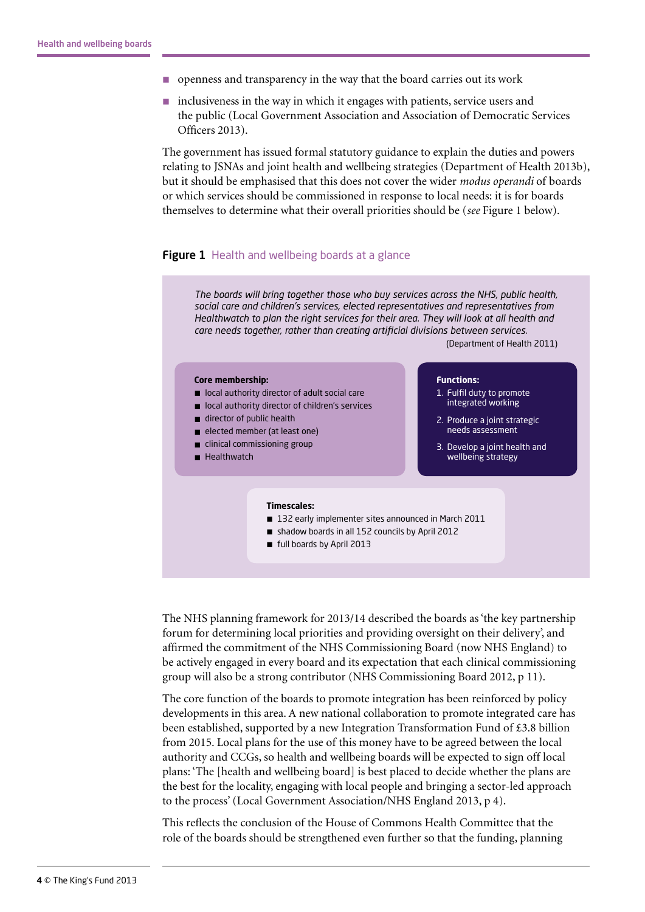- openness and transparency in the way that the board carries out its work
- inclusiveness in the way in which it engages with patients, service users and the public (Local Government Association and Association of Democratic Services Officers 2013).

The government has issued formal statutory guidance to explain the duties and powers relating to JSNAs and joint health and wellbeing strategies (Department of Health 2013b), but it should be emphasised that this does not cover the wider *modus operandi* of boards or which services should be commissioned in response to local needs: it is for boards themselves to determine what their overall priorities should be (*see* Figure 1 below).

**Figure 1** Health and wellbeing boards at a glance

*The boards will bring together those who buy services across the NHS, public health, social care and children's services, elected representatives and representatives from Healthwatch to plan the right services for their area. They will look at all health and care needs together, rather than creating artificial divisions between services.*

(Department of Health 2011)

**Core membership:**

- local authority director of adult social care
- local authority director of children's services
- director of public health
- elected member (at least one)
- clinical commissioning group
- Healthwatch

**Functions:**

1. Fulfil duty to promote integrated working
2. Produce a joint strategic needs assessment
3. Develop a joint health and wellbeing strategy

**Timescales:**

- 132 early implementer sites announced in March 2011
- shadow boards in all 152 councils by April 2012
- full boards by April 2013

The NHS planning framework for 2013/14 described the boards as 'the key partnership forum for determining local priorities and providing oversight on their delivery', and affirmed the commitment of the NHS Commissioning Board (now NHS England) to be actively engaged in every board and its expectation that each clinical commissioning group will also be a strong contributor (NHS Commissioning Board 2012, p 11).

The core function of the boards to promote integration has been reinforced by policy developments in this area. A new national collaboration to promote integrated care has been established, supported by a new Integration Transformation Fund of £3.8 billion from 2015. Local plans for the use of this money have to be agreed between the local authority and CCGs, so health and wellbeing boards will be expected to sign off local plans: 'The [health and wellbeing board] is best placed to decide whether the plans are the best for the locality, engaging with local people and bringing a sector-led approach to the process' (Local Government Association/NHS England 2013, p 4).

This reflects the conclusion of the House of Commons Health Committee that the role of the boards should be strengthened even further so that the funding, planning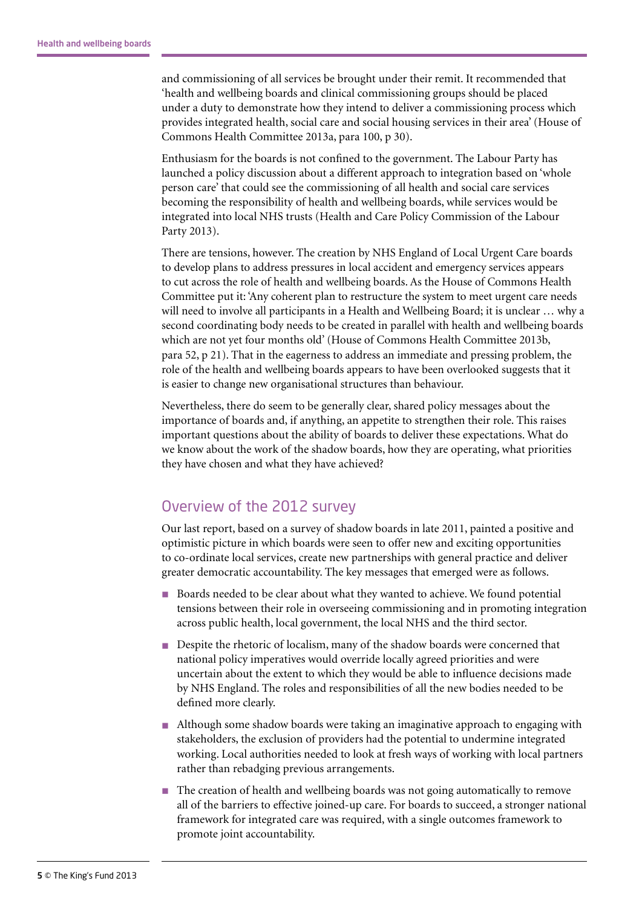and commissioning of all services be brought under their remit. It recommended that 'health and wellbeing boards and clinical commissioning groups should be placed under a duty to demonstrate how they intend to deliver a commissioning process which provides integrated health, social care and social housing services in their area' (House of Commons Health Committee 2013a, para 100, p 30).

Enthusiasm for the boards is not confined to the government. The Labour Party has launched a policy discussion about a different approach to integration based on 'whole person care' that could see the commissioning of all health and social care services becoming the responsibility of health and wellbeing boards, while services would be integrated into local NHS trusts (Health and Care Policy Commission of the Labour Party 2013).

There are tensions, however. The creation by NHS England of Local Urgent Care boards to develop plans to address pressures in local accident and emergency services appears to cut across the role of health and wellbeing boards. As the House of Commons Health Committee put it: 'Any coherent plan to restructure the system to meet urgent care needs will need to involve all participants in a Health and Wellbeing Board; it is unclear … why a second coordinating body needs to be created in parallel with health and wellbeing boards which are not yet four months old' (House of Commons Health Committee 2013b, para 52, p 21). That in the eagerness to address an immediate and pressing problem, the role of the health and wellbeing boards appears to have been overlooked suggests that it is easier to change new organisational structures than behaviour.

Nevertheless, there do seem to be generally clear, shared policy messages about the importance of boards and, if anything, an appetite to strengthen their role. This raises important questions about the ability of boards to deliver these expectations. What do we know about the work of the shadow boards, how they are operating, what priorities they have chosen and what they have achieved?

## Overview of the 2012 survey

Our last report, based on a survey of shadow boards in late 2011, painted a positive and optimistic picture in which boards were seen to offer new and exciting opportunities to co-ordinate local services, create new partnerships with general practice and deliver greater democratic accountability. The key messages that emerged were as follows.

- Boards needed to be clear about what they wanted to achieve. We found potential tensions between their role in overseeing commissioning and in promoting integration across public health, local government, the local NHS and the third sector.
- Despite the rhetoric of localism, many of the shadow boards were concerned that national policy imperatives would override locally agreed priorities and were uncertain about the extent to which they would be able to influence decisions made by NHS England. The roles and responsibilities of all the new bodies needed to be defined more clearly.
- Although some shadow boards were taking an imaginative approach to engaging with stakeholders, the exclusion of providers had the potential to undermine integrated working. Local authorities needed to look at fresh ways of working with local partners rather than rebadging previous arrangements.
- The creation of health and wellbeing boards was not going automatically to remove all of the barriers to effective joined-up care. For boards to succeed, a stronger national framework for integrated care was required, with a single outcomes framework to promote joint accountability.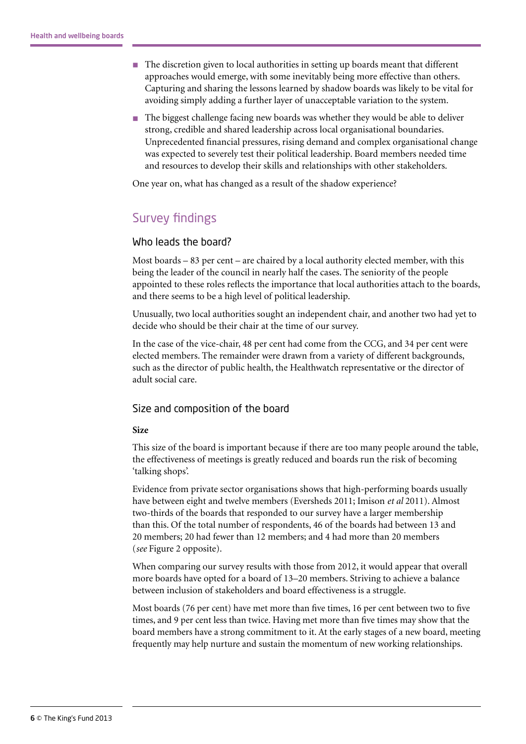- The discretion given to local authorities in setting up boards meant that different approaches would emerge, with some inevitably being more effective than others. Capturing and sharing the lessons learned by shadow boards was likely to be vital for avoiding simply adding a further layer of unacceptable variation to the system.
- The biggest challenge facing new boards was whether they would be able to deliver strong, credible and shared leadership across local organisational boundaries. Unprecedented financial pressures, rising demand and complex organisational change was expected to severely test their political leadership. Board members needed time and resources to develop their skills and relationships with other stakeholders.

One year on, what has changed as a result of the shadow experience?

## Survey findings

### Who leads the board?

Most boards – 83 per cent – are chaired by a local authority elected member, with this being the leader of the council in nearly half the cases. The seniority of the people appointed to these roles reflects the importance that local authorities attach to the boards, and there seems to be a high level of political leadership.

Unusually, two local authorities sought an independent chair, and another two had yet to decide who should be their chair at the time of our survey.

In the case of the vice-chair, 48 per cent had come from the CCG, and 34 per cent were elected members. The remainder were drawn from a variety of different backgrounds, such as the director of public health, the Healthwatch representative or the director of adult social care.

### Size and composition of the board

**Size**

This size of the board is important because if there are too many people around the table, the effectiveness of meetings is greatly reduced and boards run the risk of becoming 'talking shops'.

Evidence from private sector organisations shows that high-performing boards usually have between eight and twelve members (Eversheds 2011; Imison *et al* 2011). Almost two-thirds of the boards that responded to our survey have a larger membership than this. Of the total number of respondents, 46 of the boards had between 13 and 20 members; 20 had fewer than 12 members; and 4 had more than 20 members (*see* Figure 2 opposite).

When comparing our survey results with those from 2012, it would appear that overall more boards have opted for a board of 13–20 members. Striving to achieve a balance between inclusion of stakeholders and board effectiveness is a struggle.

Most boards (76 per cent) have met more than five times, 16 per cent between two to five times, and 9 per cent less than twice. Having met more than five times may show that the board members have a strong commitment to it. At the early stages of a new board, meeting frequently may help nurture and sustain the momentum of new working relationships.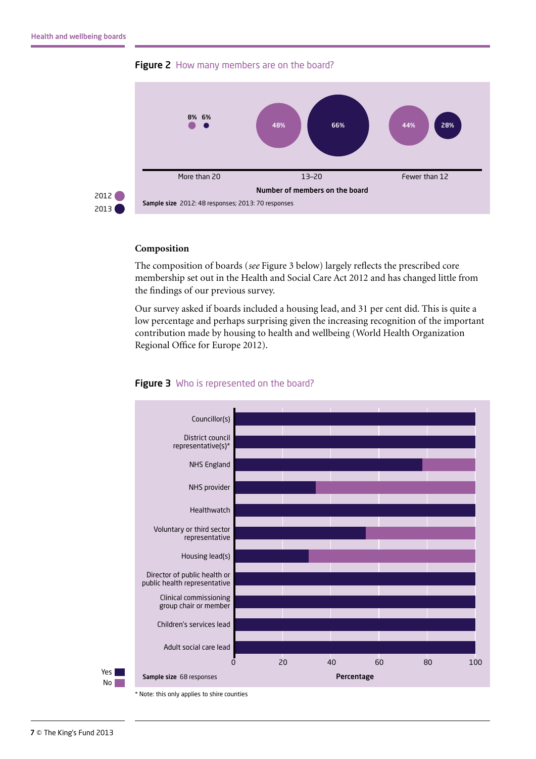**Figure 2** How many members are on the board?

| Number of members on the board | 2012 | 2013 |
|---|---|---|
| More than 20 | 8% | 6% |
| 13–20 | 48% | 66% |
| Fewer than 12 | 44% | 28% |

**Sample size** 2012: 48 responses; 2013: 70 responses

### Composition

The composition of boards (*see* Figure 3 below) largely reflects the prescribed core membership set out in the Health and Social Care Act 2012 and has changed little from the findings of our previous survey.

Our survey asked if boards included a housing lead, and 31 per cent did. This is quite a low percentage and perhaps surprising given the increasing recognition of the important contribution made by housing to health and wellbeing (World Health Organization Regional Office for Europe 2012).

**Figure 3** Who is represented on the board?

Representation on the board (Yes/No), by role:

- Councillor(s)
- District council representative(s)*
- NHS England
- NHS provider
- Healthwatch
- Voluntary or third sector representative
- Housing lead(s)
- Director of public health or public health representative
- Clinical commissioning group chair or member
- Children's services lead
- Adult social care lead

Percentage (0–100)

**Sample size** 68 responses

\* Note: this only applies to shire counties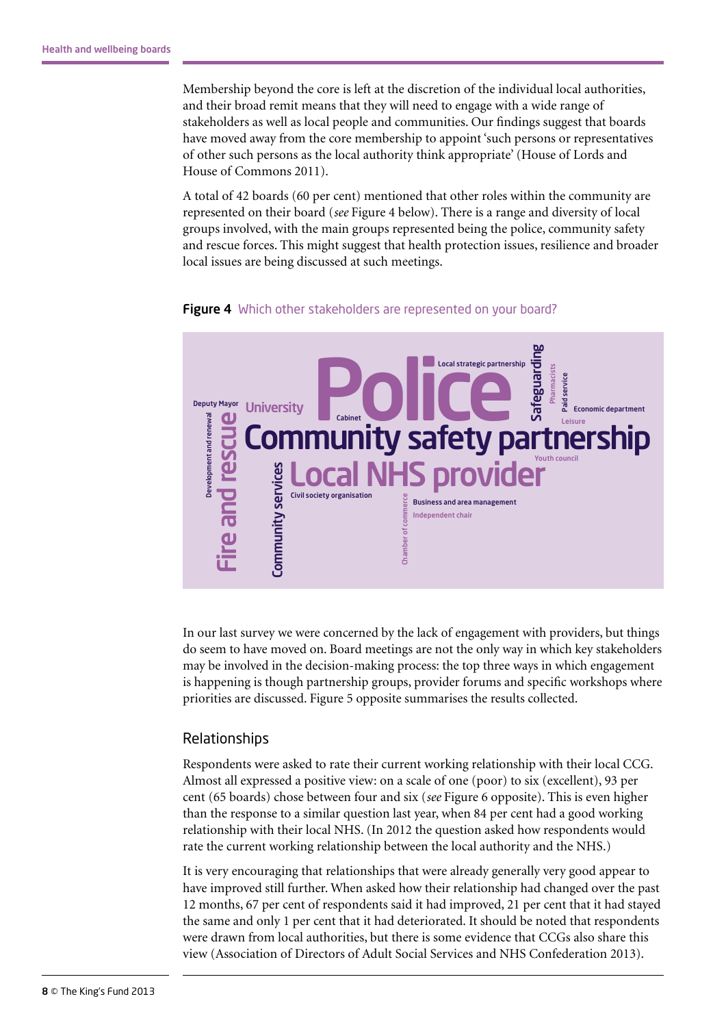Membership beyond the core is left at the discretion of the individual local authorities, and their broad remit means that they will need to engage with a wide range of stakeholders as well as local people and communities. Our findings suggest that boards have moved away from the core membership to appoint 'such persons or representatives of other such persons as the local authority think appropriate' (House of Lords and House of Commons 2011).

A total of 42 boards (60 per cent) mentioned that other roles within the community are represented on their board (*see* Figure 4 below). There is a range and diversity of local groups involved, with the main groups represented being the police, community safety and rescue forces. This might suggest that health protection issues, resilience and broader local issues are being discussed at such meetings.

**Figure 4** Which other stakeholders are represented on your board?

Police
Community safety partnership
Local NHS provider
Fire and rescue
Community services
Safeguarding
University
Deputy Mayor
Development and renewal
Cabinet
Local strategic partnership
Pharmacists
Paid service
Economic department
Leisure
Youth council
Civil society organisation
Chamber of commerce
Business and area management
Independent chair

In our last survey we were concerned by the lack of engagement with providers, but things do seem to have moved on. Board meetings are not the only way in which key stakeholders may be involved in the decision-making process: the top three ways in which engagement is happening is though partnership groups, provider forums and specific workshops where priorities are discussed. Figure 5 opposite summarises the results collected.

## Relationships

Respondents were asked to rate their current working relationship with their local CCG. Almost all expressed a positive view: on a scale of one (poor) to six (excellent), 93 per cent (65 boards) chose between four and six (*see* Figure 6 opposite). This is even higher than the response to a similar question last year, when 84 per cent had a good working relationship with their local NHS. (In 2012 the question asked how respondents would rate the current working relationship between the local authority and the NHS.)

It is very encouraging that relationships that were already generally very good appear to have improved still further. When asked how their relationship had changed over the past 12 months, 67 per cent of respondents said it had improved, 21 per cent that it had stayed the same and only 1 per cent that it had deteriorated. It should be noted that respondents were drawn from local authorities, but there is some evidence that CCGs also share this view (Association of Directors of Adult Social Services and NHS Confederation 2013).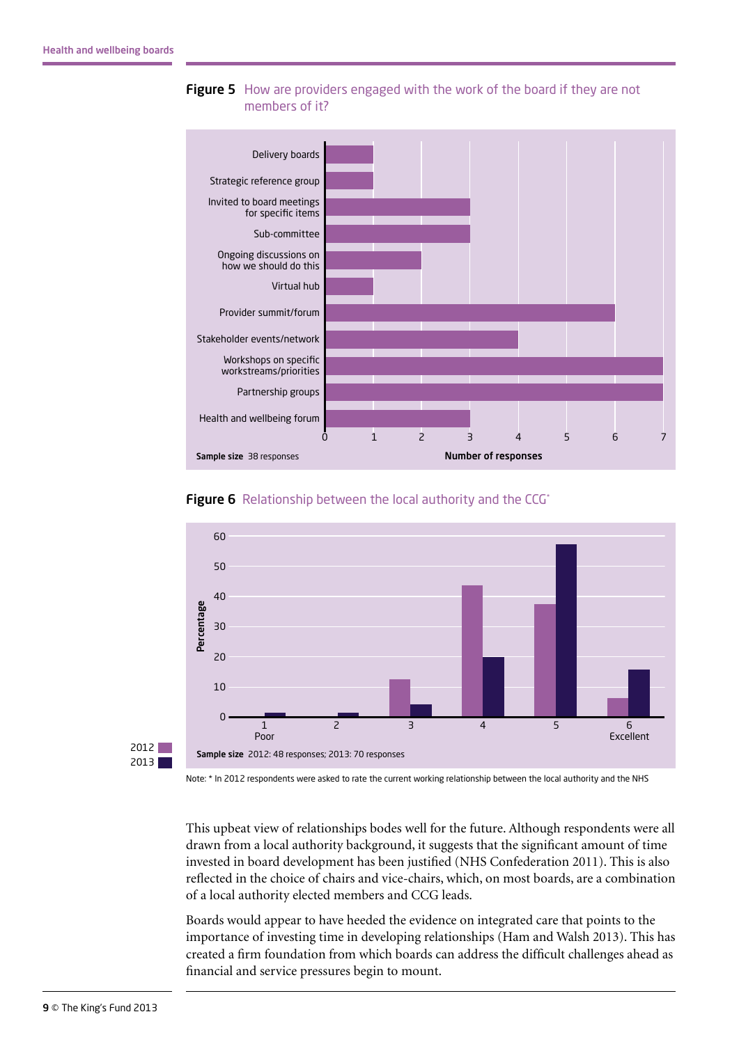**Figure 5** How are providers engaged with the work of the board if they are not members of it?

| Engagement | Number of responses |
|---|---|
| Delivery boards | 1 |
| Strategic reference group | 1 |
| Invited to board meetings for specific items | 3 |
| Sub-committee | 3 |
| Ongoing discussions on how we should do this | 2 |
| Virtual hub | 1 |
| Provider summit/forum | 6 |
| Stakeholder events/network | 4 |
| Workshops on specific workstreams/priorities | 7 |
| Partnership groups | 7 |
| Health and wellbeing forum | 3 |

**Sample size** 38 responses

**Figure 6** Relationship between the local authority and the CCG*

| Rating | 2012 (%) | 2013 (%) |
|---|---|---|
| 1 Poor | 0 | 1.5 |
| 2 | 0 | 1.5 |
| 3 | 12.5 | 4 |
| 4 | 43.5 | 20 |
| 5 | 37.5 | 57 |
| 6 Excellent | 6 | 15.5 |

**Sample size** 2012: 48 responses; 2013: 70 responses

Note: * In 2012 respondents were asked to rate the current working relationship between the local authority and the NHS

This upbeat view of relationships bodes well for the future. Although respondents were all drawn from a local authority background, it suggests that the significant amount of time invested in board development has been justified (NHS Confederation 2011). This is also reflected in the choice of chairs and vice-chairs, which, on most boards, are a combination of a local authority elected members and CCG leads.

Boards would appear to have heeded the evidence on integrated care that points to the importance of investing time in developing relationships (Ham and Walsh 2013). This has created a firm foundation from which boards can address the difficult challenges ahead as financial and service pressures begin to mount.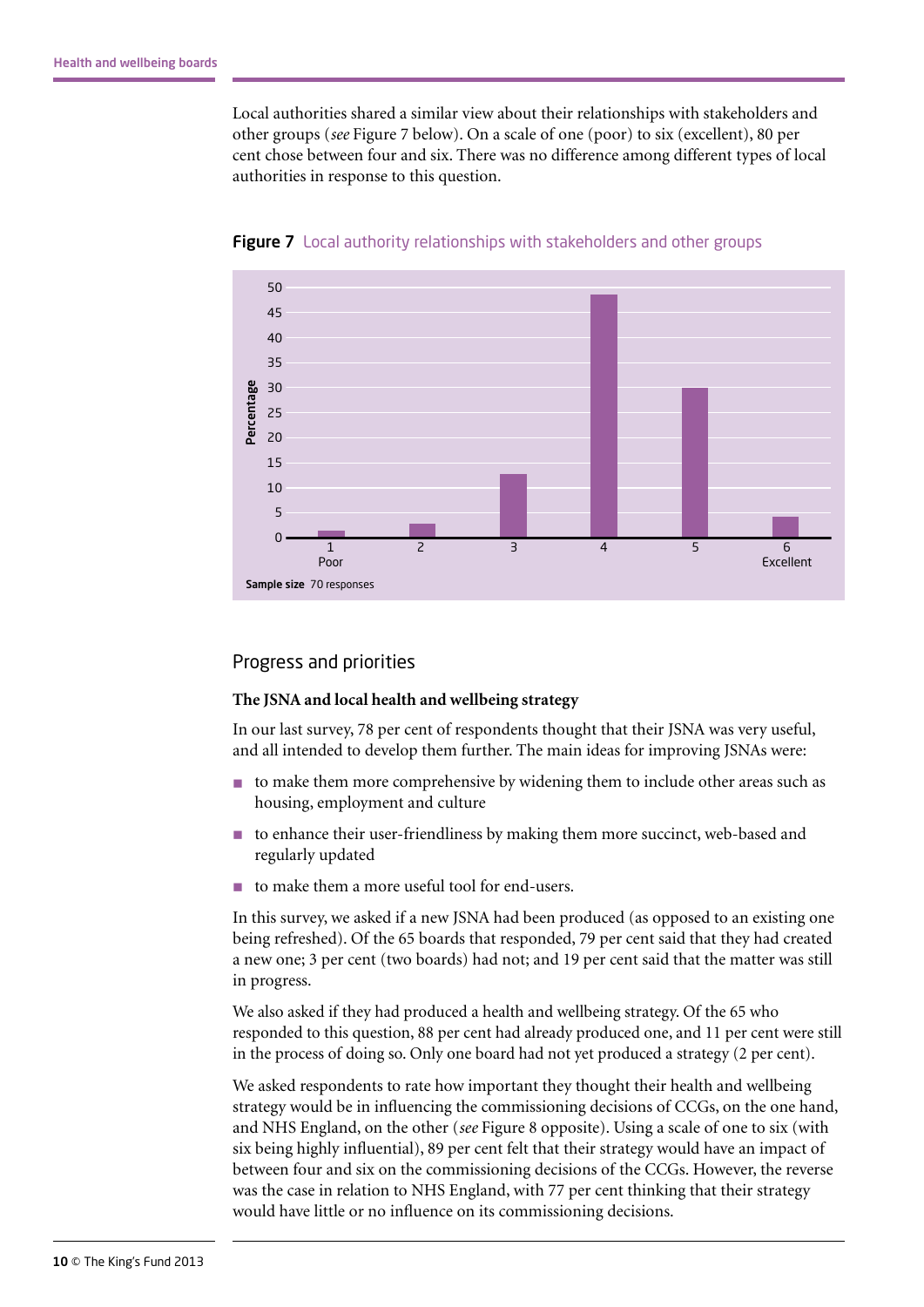Local authorities shared a similar view about their relationships with stakeholders and other groups (*see* Figure 7 below). On a scale of one (poor) to six (excellent), 80 per cent chose between four and six. There was no difference among different types of local authorities in response to this question.

**Figure 7** Local authority relationships with stakeholders and other groups

**Sample size** 70 responses

## Progress and priorities

### The JSNA and local health and wellbeing strategy

In our last survey, 78 per cent of respondents thought that their JSNA was very useful, and all intended to develop them further. The main ideas for improving JSNAs were:

- to make them more comprehensive by widening them to include other areas such as housing, employment and culture
- to enhance their user-friendliness by making them more succinct, web-based and regularly updated
- to make them a more useful tool for end-users.

In this survey, we asked if a new JSNA had been produced (as opposed to an existing one being refreshed). Of the 65 boards that responded, 79 per cent said that they had created a new one; 3 per cent (two boards) had not; and 19 per cent said that the matter was still in progress.

We also asked if they had produced a health and wellbeing strategy. Of the 65 who responded to this question, 88 per cent had already produced one, and 11 per cent were still in the process of doing so. Only one board had not yet produced a strategy (2 per cent).

We asked respondents to rate how important they thought their health and wellbeing strategy would be in influencing the commissioning decisions of CCGs, on the one hand, and NHS England, on the other (*see* Figure 8 opposite). Using a scale of one to six (with six being highly influential), 89 per cent felt that their strategy would have an impact of between four and six on the commissioning decisions of the CCGs. However, the reverse was the case in relation to NHS England, with 77 per cent thinking that their strategy would have little or no influence on its commissioning decisions.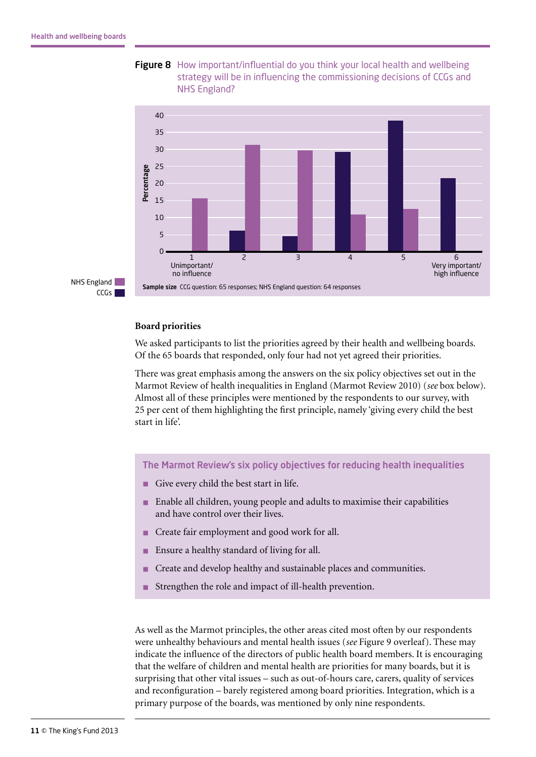**Figure 8** How important/influential do you think your local health and wellbeing strategy will be in influencing the commissioning decisions of CCGs and NHS England?

| Rating | NHS England (%) | CCGs (%) |
|---|---|---|
| 1 Unimportant/no influence | 15.5 | 0 |
| 2 | 31 | 6 |
| 3 | 29.5 | 4.5 |
| 4 | 11 | 29 |
| 5 | 12.5 | 38.5 |
| 6 Very important/high influence | 0 | 21.5 |

**Sample size** CCG question: 65 responses; NHS England question: 64 responses

## Board priorities

We asked participants to list the priorities agreed by their health and wellbeing boards. Of the 65 boards that responded, only four had not yet agreed their priorities.

There was great emphasis among the answers on the six policy objectives set out in the Marmot Review of health inequalities in England (Marmot Review 2010) (*see* box below). Almost all of these principles were mentioned by the respondents to our survey, with 25 per cent of them highlighting the first principle, namely 'giving every child the best start in life'.

### The Marmot Review's six policy objectives for reducing health inequalities

- Give every child the best start in life.
- Enable all children, young people and adults to maximise their capabilities and have control over their lives.
- Create fair employment and good work for all.
- Ensure a healthy standard of living for all.
- Create and develop healthy and sustainable places and communities.
- Strengthen the role and impact of ill-health prevention.

As well as the Marmot principles, the other areas cited most often by our respondents were unhealthy behaviours and mental health issues (*see* Figure 9 overleaf). These may indicate the influence of the directors of public health board members. It is encouraging that the welfare of children and mental health are priorities for many boards, but it is surprising that other vital issues – such as out-of-hours care, carers, quality of services and reconfiguration – barely registered among board priorities. Integration, which is a primary purpose of the boards, was mentioned by only nine respondents.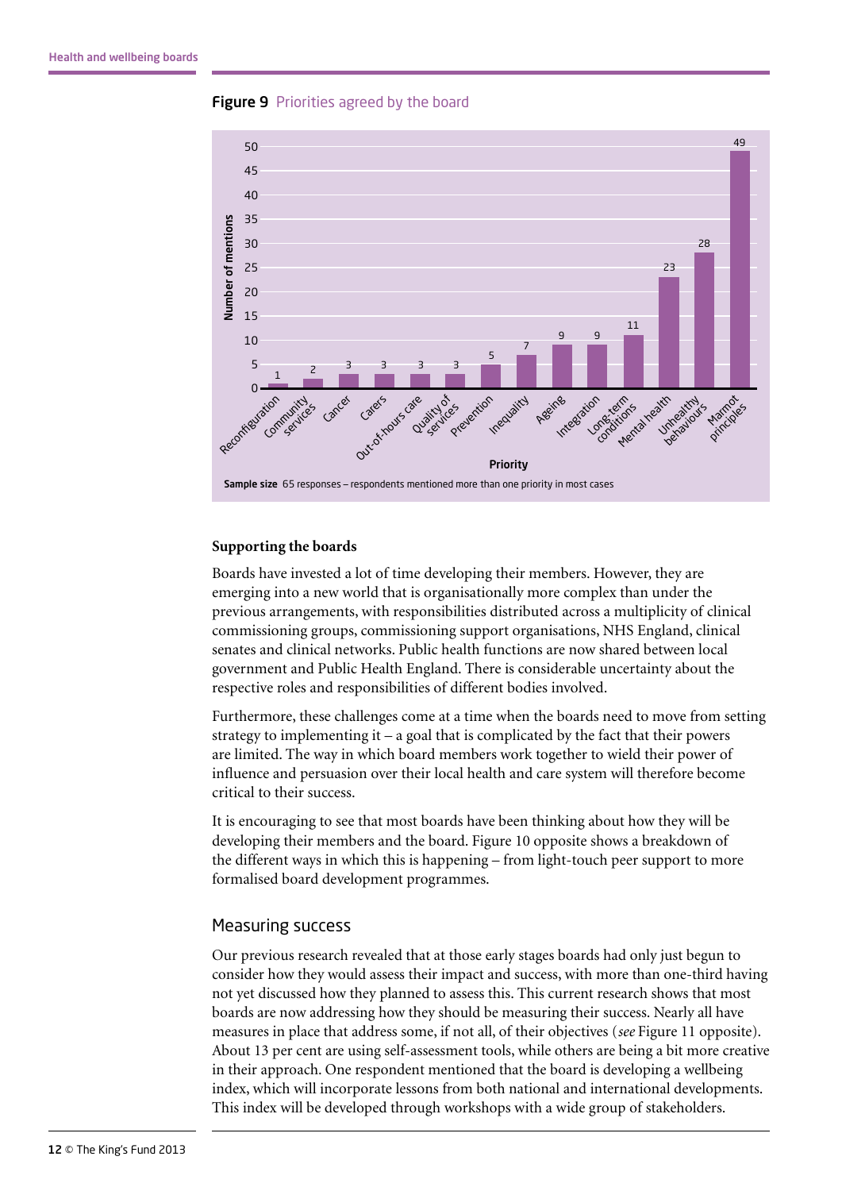**Figure 9** Priorities agreed by the board

| Priority | Number of mentions |
|---|---|
| Reconfiguration | 1 |
| Community services | 2 |
| Cancer | 3 |
| Carers | 3 |
| Out-of-hours care | 3 |
| Quality of services | 3 |
| Prevention | 5 |
| Inequality | 7 |
| Ageing | 9 |
| Integration | 9 |
| Long-term conditions | 11 |
| Mental health | 23 |
| Unhealthy behaviours | 28 |
| Marmot principles | 49 |

**Sample size** 65 responses – respondents mentioned more than one priority in most cases

**Supporting the boards**

Boards have invested a lot of time developing their members. However, they are emerging into a new world that is organisationally more complex than under the previous arrangements, with responsibilities distributed across a multiplicity of clinical commissioning groups, commissioning support organisations, NHS England, clinical senates and clinical networks. Public health functions are now shared between local government and Public Health England. There is considerable uncertainty about the respective roles and responsibilities of different bodies involved.

Furthermore, these challenges come at a time when the boards need to move from setting strategy to implementing it – a goal that is complicated by the fact that their powers are limited. The way in which board members work together to wield their power of influence and persuasion over their local health and care system will therefore become critical to their success.

It is encouraging to see that most boards have been thinking about how they will be developing their members and the board. Figure 10 opposite shows a breakdown of the different ways in which this is happening – from light-touch peer support to more formalised board development programmes.

## Measuring success

Our previous research revealed that at those early stages boards had only just begun to consider how they would assess their impact and success, with more than one-third having not yet discussed how they planned to assess this. This current research shows that most boards are now addressing how they should be measuring their success. Nearly all have measures in place that address some, if not all, of their objectives (*see* Figure 11 opposite). About 13 per cent are using self-assessment tools, while others are being a bit more creative in their approach. One respondent mentioned that the board is developing a wellbeing index, which will incorporate lessons from both national and international developments. This index will be developed through workshops with a wide group of stakeholders.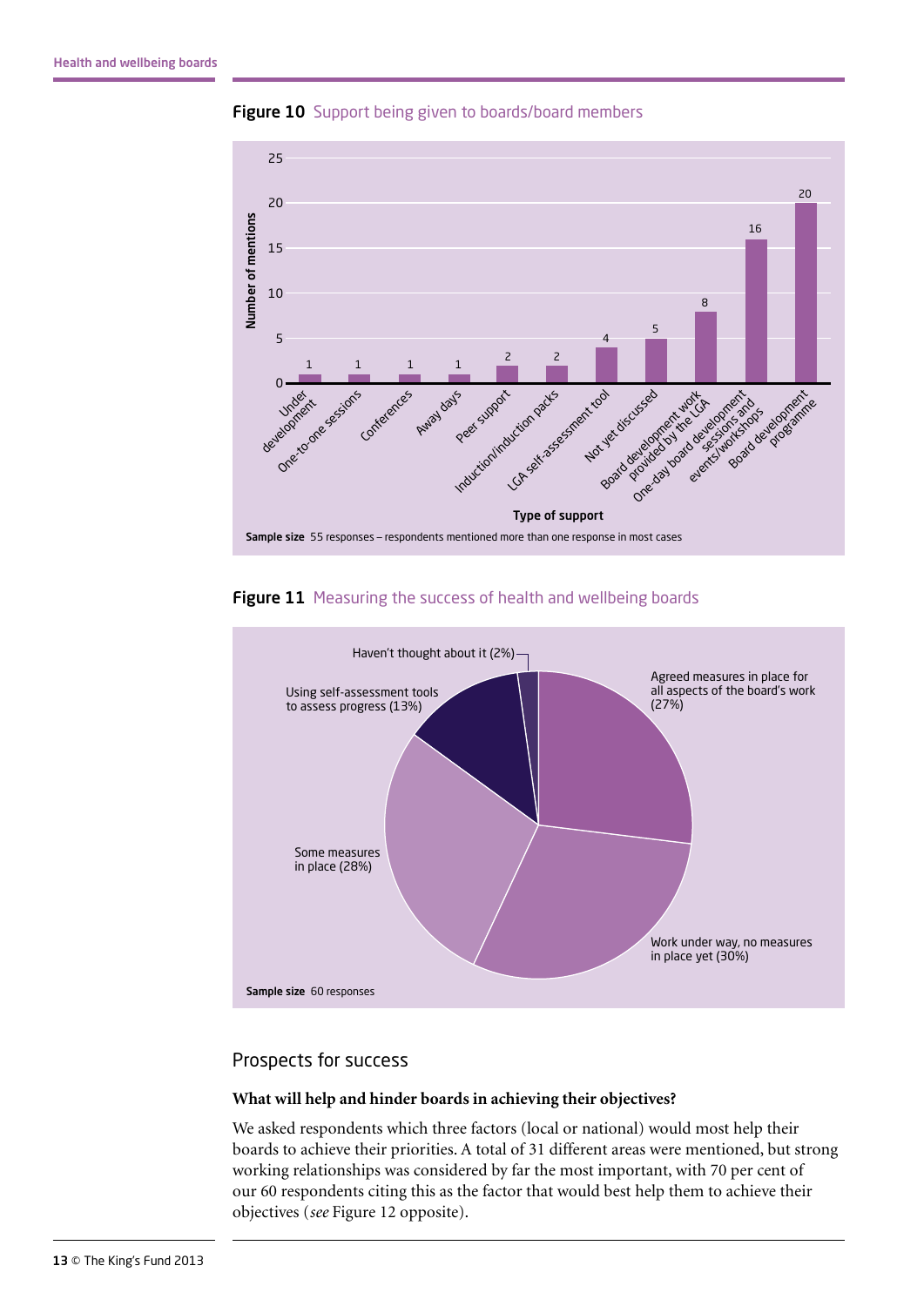**Figure 10** Support being given to boards/board members

| Type of support | Number of mentions |
|---|---|
| Under development | 1 |
| One-to-one sessions | 1 |
| Conferences | 1 |
| Away days | 1 |
| Peer support | 2 |
| Induction/induction packs | 2 |
| LGA self-assessment tool | 4 |
| Not yet discussed | 5 |
| Board development work provided by the LGA | 8 |
| One-day board development sessions and events/workshops | 16 |
| Board development programme | 20 |

**Sample size** 55 responses – respondents mentioned more than one response in most cases

**Figure 11** Measuring the success of health and wellbeing boards

| Response | Percentage |
|---|---|
| Agreed measures in place for all aspects of the board's work | 27% |
| Work under way, no measures in place yet | 30% |
| Some measures in place | 28% |
| Using self-assessment tools to assess progress | 13% |
| Haven't thought about it | 2% |

**Sample size** 60 responses

## Prospects for success

### What will help and hinder boards in achieving their objectives?

We asked respondents which three factors (local or national) would most help their boards to achieve their priorities. A total of 31 different areas were mentioned, but strong working relationships was considered by far the most important, with 70 per cent of our 60 respondents citing this as the factor that would best help them to achieve their objectives (*see* Figure 12 opposite).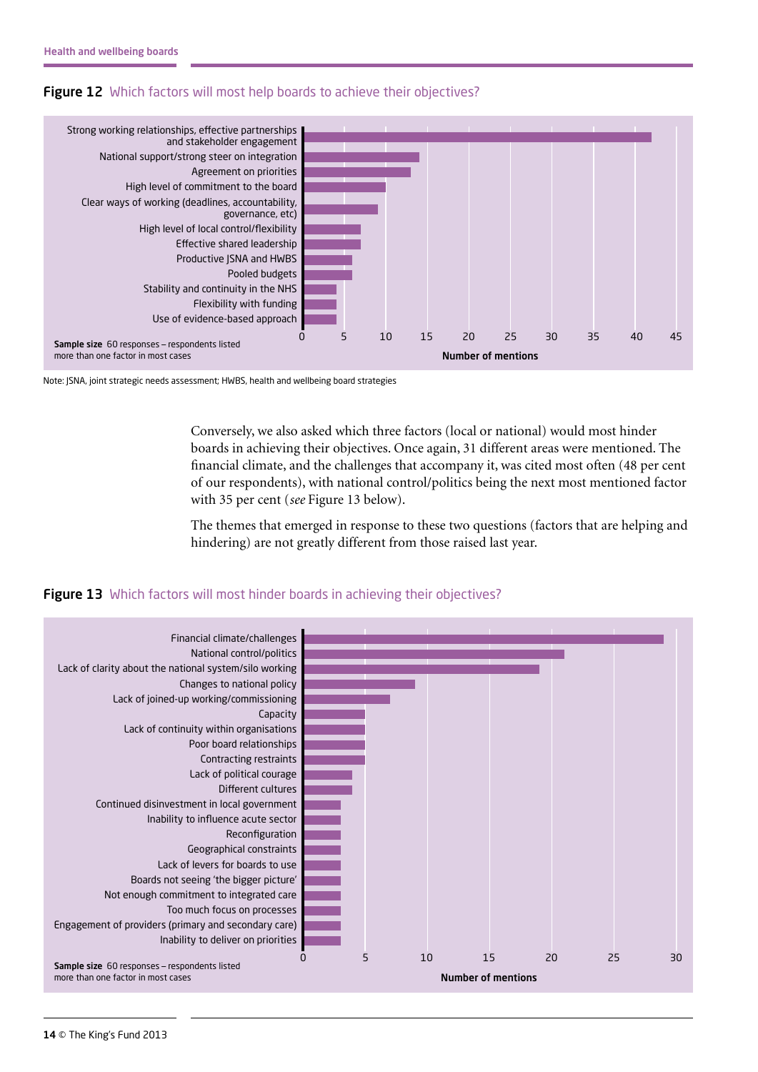**Figure 12** Which factors will most help boards to achieve their objectives?

| Factor | Number of mentions |
|---|---|
| Strong working relationships, effective partnerships and stakeholder engagement | 42 |
| National support/strong steer on integration | 14 |
| Agreement on priorities | 13 |
| High level of commitment to the board | 10 |
| Clear ways of working (deadlines, accountability, governance, etc) | 9 |
| High level of local control/flexibility | 7 |
| Effective shared leadership | 7 |
| Productive JSNA and HWBS | 6 |
| Pooled budgets | 6 |
| Stability and continuity in the NHS | 4 |
| Flexibility with funding | 4 |
| Use of evidence-based approach | 4 |

**Sample size** 60 responses – respondents listed more than one factor in most cases

Note: JSNA, joint strategic needs assessment; HWBS, health and wellbeing board strategies

Conversely, we also asked which three factors (local or national) would most hinder boards in achieving their objectives. Once again, 31 different areas were mentioned. The financial climate, and the challenges that accompany it, was cited most often (48 per cent of our respondents), with national control/politics being the next most mentioned factor with 35 per cent (*see* Figure 13 below).

The themes that emerged in response to these two questions (factors that are helping and hindering) are not greatly different from those raised last year.

**Figure 13** Which factors will most hinder boards in achieving their objectives?

| Factor | Number of mentions |
|---|---|
| Financial climate/challenges | 29 |
| National control/politics | 21 |
| Lack of clarity about the national system/silo working | 19 |
| Changes to national policy | 9 |
| Lack of joined-up working/commissioning | 7 |
| Capacity | 5 |
| Lack of continuity within organisations | 5 |
| Poor board relationships | 5 |
| Contracting restraints | 5 |
| Lack of political courage | 4 |
| Different cultures | 4 |
| Continued disinvestment in local government | 3 |
| Inability to influence acute sector | 3 |
| Reconfiguration | 3 |
| Geographical constraints | 3 |
| Lack of levers for boards to use | 3 |
| Boards not seeing 'the bigger picture' | 3 |
| Not enough commitment to integrated care | 3 |
| Too much focus on processes | 3 |
| Engagement of providers (primary and secondary care) | 3 |
| Inability to deliver on priorities | 3 |

**Sample size** 60 responses – respondents listed more than one factor in most cases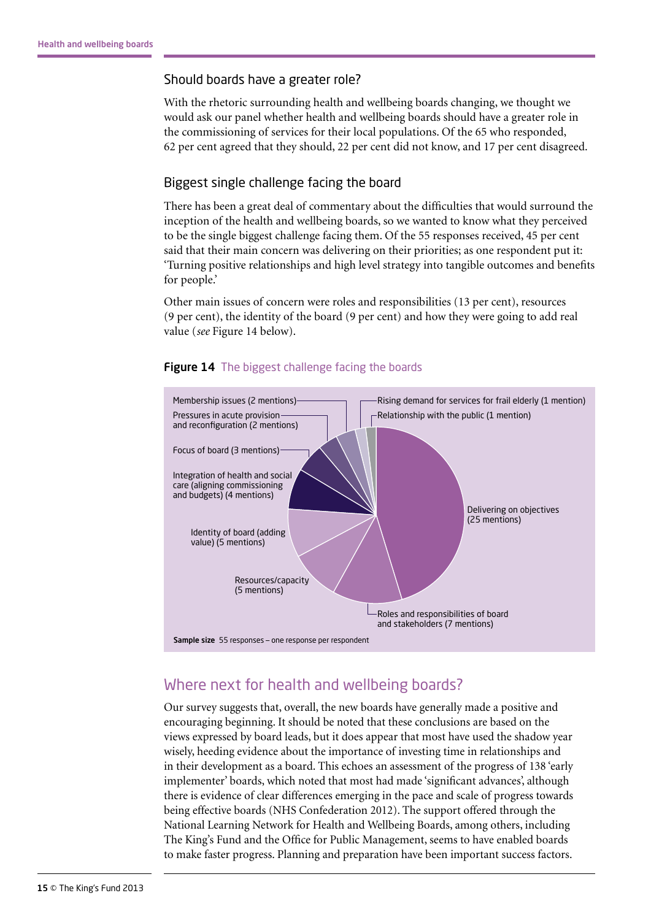## Should boards have a greater role?

With the rhetoric surrounding health and wellbeing boards changing, we thought we would ask our panel whether health and wellbeing boards should have a greater role in the commissioning of services for their local populations. Of the 65 who responded, 62 per cent agreed that they should, 22 per cent did not know, and 17 per cent disagreed.

## Biggest single challenge facing the board

There has been a great deal of commentary about the difficulties that would surround the inception of the health and wellbeing boards, so we wanted to know what they perceived to be the single biggest challenge facing them. Of the 55 responses received, 45 per cent said that their main concern was delivering on their priorities; as one respondent put it: 'Turning positive relationships and high level strategy into tangible outcomes and benefits for people.'

Other main issues of concern were roles and responsibilities (13 per cent), resources (9 per cent), the identity of the board (9 per cent) and how they were going to add real value (*see* Figure 14 below).

**Figure 14** The biggest challenge facing the boards

Delivering on objectives (25 mentions)

Roles and responsibilities of board and stakeholders (7 mentions)

Resources/capacity (5 mentions)

Identity of board (adding value) (5 mentions)

Integration of health and social care (aligning commissioning and budgets) (4 mentions)

Focus of board (3 mentions)

Pressures in acute provision and reconfiguration (2 mentions)

Membership issues (2 mentions)

Rising demand for services for frail elderly (1 mention)

Relationship with the public (1 mention)

**Sample size** 55 responses – one response per respondent

## Where next for health and wellbeing boards?

Our survey suggests that, overall, the new boards have generally made a positive and encouraging beginning. It should be noted that these conclusions are based on the views expressed by board leads, but it does appear that most have used the shadow year wisely, heeding evidence about the importance of investing time in relationships and in their development as a board. This echoes an assessment of the progress of 138 'early implementer' boards, which noted that most had made 'significant advances', although there is evidence of clear differences emerging in the pace and scale of progress towards being effective boards (NHS Confederation 2012). The support offered through the National Learning Network for Health and Wellbeing Boards, among others, including The King's Fund and the Office for Public Management, seems to have enabled boards to make faster progress. Planning and preparation have been important success factors.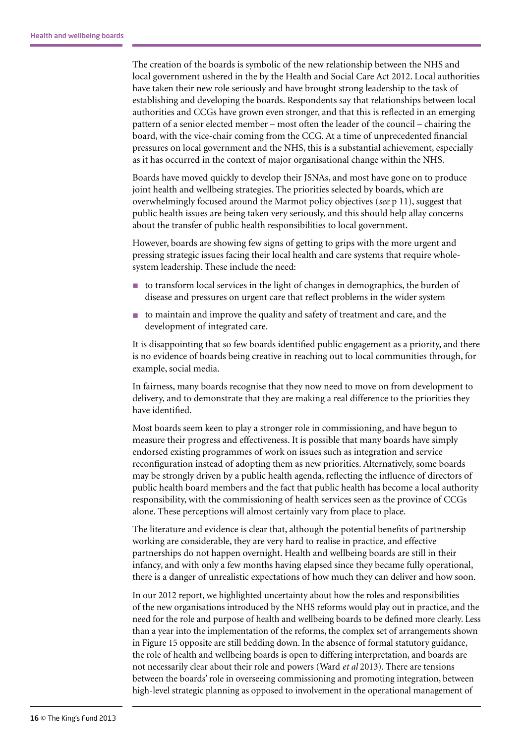The creation of the boards is symbolic of the new relationship between the NHS and local government ushered in the by the Health and Social Care Act 2012. Local authorities have taken their new role seriously and have brought strong leadership to the task of establishing and developing the boards. Respondents say that relationships between local authorities and CCGs have grown even stronger, and that this is reflected in an emerging pattern of a senior elected member – most often the leader of the council – chairing the board, with the vice-chair coming from the CCG. At a time of unprecedented financial pressures on local government and the NHS, this is a substantial achievement, especially as it has occurred in the context of major organisational change within the NHS.

Boards have moved quickly to develop their JSNAs, and most have gone on to produce joint health and wellbeing strategies. The priorities selected by boards, which are overwhelmingly focused around the Marmot policy objectives (*see* p 11), suggest that public health issues are being taken very seriously, and this should help allay concerns about the transfer of public health responsibilities to local government.

However, boards are showing few signs of getting to grips with the more urgent and pressing strategic issues facing their local health and care systems that require whole-system leadership. These include the need:

- to transform local services in the light of changes in demographics, the burden of disease and pressures on urgent care that reflect problems in the wider system
- to maintain and improve the quality and safety of treatment and care, and the development of integrated care.

It is disappointing that so few boards identified public engagement as a priority, and there is no evidence of boards being creative in reaching out to local communities through, for example, social media.

In fairness, many boards recognise that they now need to move on from development to delivery, and to demonstrate that they are making a real difference to the priorities they have identified.

Most boards seem keen to play a stronger role in commissioning, and have begun to measure their progress and effectiveness. It is possible that many boards have simply endorsed existing programmes of work on issues such as integration and service reconfiguration instead of adopting them as new priorities. Alternatively, some boards may be strongly driven by a public health agenda, reflecting the influence of directors of public health board members and the fact that public health has become a local authority responsibility, with the commissioning of health services seen as the province of CCGs alone. These perceptions will almost certainly vary from place to place.

The literature and evidence is clear that, although the potential benefits of partnership working are considerable, they are very hard to realise in practice, and effective partnerships do not happen overnight. Health and wellbeing boards are still in their infancy, and with only a few months having elapsed since they became fully operational, there is a danger of unrealistic expectations of how much they can deliver and how soon.

In our 2012 report, we highlighted uncertainty about how the roles and responsibilities of the new organisations introduced by the NHS reforms would play out in practice, and the need for the role and purpose of health and wellbeing boards to be defined more clearly. Less than a year into the implementation of the reforms, the complex set of arrangements shown in Figure 15 opposite are still bedding down. In the absence of formal statutory guidance, the role of health and wellbeing boards is open to differing interpretation, and boards are not necessarily clear about their role and powers (Ward *et al* 2013). There are tensions between the boards' role in overseeing commissioning and promoting integration, between high-level strategic planning as opposed to involvement in the operational management of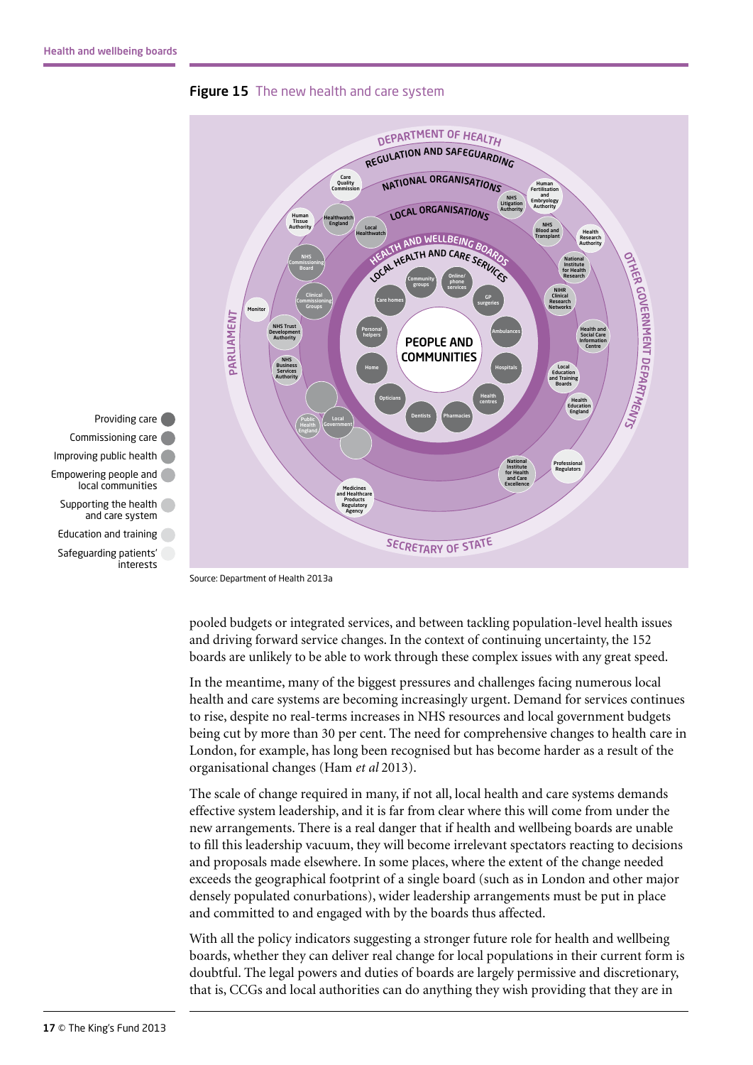**Figure 15** The new health and care system

DEPARTMENT OF HEALTH

REGULATION AND SAFEGUARDING

NATIONAL ORGANISATIONS

LOCAL ORGANISATIONS

HEALTH AND WELLBEING BOARDS

LOCAL HEALTH AND CARE SERVICES

PEOPLE AND COMMUNITIES

PARLIAMENT

OTHER GOVERNMENT DEPARTMENTS

SECRETARY OF STATE

Care Quality Commission, Human Fertilisation and Embryology Authority, NHS Litigation Authority, Human Tissue Authority, Healthwatch England, Local Healthwatch, NHS Blood and Transplant, Health Research Authority, NHS Commissioning Board, National Institute for Health Research, Clinical Commissioning Groups, NIHR Clinical Research Networks, Monitor, NHS Trust Development Authority, Health and Social Care Information Centre, NHS Business Services Authority, Local Education and Training Boards, Health Education England, Public Health England, Local Government, National Institute for Health and Care Excellence, Professional Regulators, Medicines and Healthcare Products Regulatory Agency

Community groups, Online/phone services, Care homes, GP surgeries, Personal helpers, Ambulances, Home, Hospitals, Opticians, Health centres, Dentists, Pharmacies

- Providing care
- Commissioning care
- Improving public health
- Empowering people and local communities
- Supporting the health and care system
- Education and training
- Safeguarding patients' interests

Source: Department of Health 2013a

pooled budgets or integrated services, and between tackling population-level health issues and driving forward service changes. In the context of continuing uncertainty, the 152 boards are unlikely to be able to work through these complex issues with any great speed.

In the meantime, many of the biggest pressures and challenges facing numerous local health and care systems are becoming increasingly urgent. Demand for services continues to rise, despite no real-terms increases in NHS resources and local government budgets being cut by more than 30 per cent. The need for comprehensive changes to health care in London, for example, has long been recognised but has become harder as a result of the organisational changes (Ham *et al* 2013).

The scale of change required in many, if not all, local health and care systems demands effective system leadership, and it is far from clear where this will come from under the new arrangements. There is a real danger that if health and wellbeing boards are unable to fill this leadership vacuum, they will become irrelevant spectators reacting to decisions and proposals made elsewhere. In some places, where the extent of the change needed exceeds the geographical footprint of a single board (such as in London and other major densely populated conurbations), wider leadership arrangements must be put in place and committed to and engaged with by the boards thus affected.

With all the policy indicators suggesting a stronger future role for health and wellbeing boards, whether they can deliver real change for local populations in their current form is doubtful. The legal powers and duties of boards are largely permissive and discretionary, that is, CCGs and local authorities can do anything they wish providing that they are in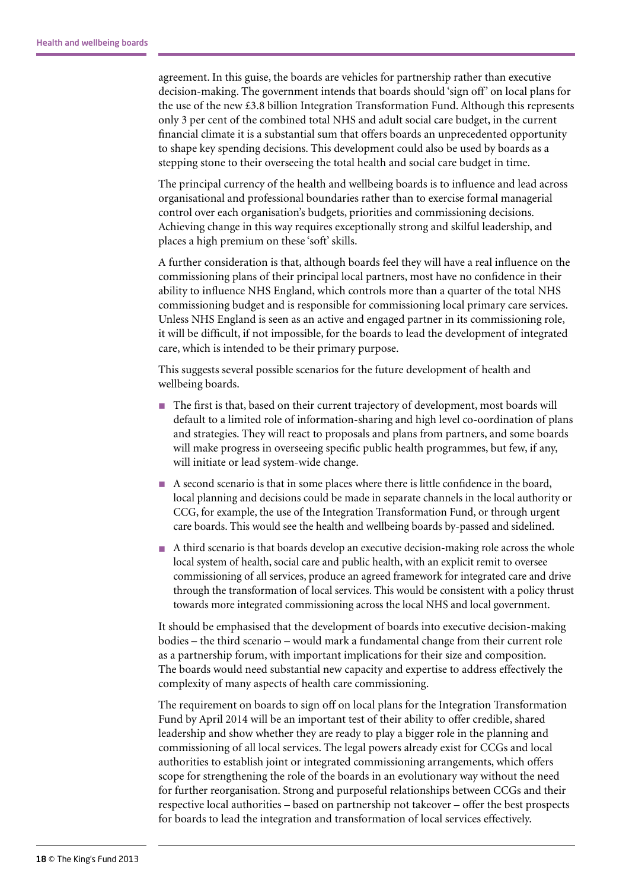agreement. In this guise, the boards are vehicles for partnership rather than executive decision-making. The government intends that boards should 'sign off' on local plans for the use of the new £3.8 billion Integration Transformation Fund. Although this represents only 3 per cent of the combined total NHS and adult social care budget, in the current financial climate it is a substantial sum that offers boards an unprecedented opportunity to shape key spending decisions. This development could also be used by boards as a stepping stone to their overseeing the total health and social care budget in time.

The principal currency of the health and wellbeing boards is to influence and lead across organisational and professional boundaries rather than to exercise formal managerial control over each organisation's budgets, priorities and commissioning decisions. Achieving change in this way requires exceptionally strong and skilful leadership, and places a high premium on these 'soft' skills.

A further consideration is that, although boards feel they will have a real influence on the commissioning plans of their principal local partners, most have no confidence in their ability to influence NHS England, which controls more than a quarter of the total NHS commissioning budget and is responsible for commissioning local primary care services. Unless NHS England is seen as an active and engaged partner in its commissioning role, it will be difficult, if not impossible, for the boards to lead the development of integrated care, which is intended to be their primary purpose.

This suggests several possible scenarios for the future development of health and wellbeing boards.

- The first is that, based on their current trajectory of development, most boards will default to a limited role of information-sharing and high level co-ordination of plans and strategies. They will react to proposals and plans from partners, and some boards will make progress in overseeing specific public health programmes, but few, if any, will initiate or lead system-wide change.
- A second scenario is that in some places where there is little confidence in the board, local planning and decisions could be made in separate channels in the local authority or CCG, for example, the use of the Integration Transformation Fund, or through urgent care boards. This would see the health and wellbeing boards by-passed and sidelined.
- A third scenario is that boards develop an executive decision-making role across the whole local system of health, social care and public health, with an explicit remit to oversee commissioning of all services, produce an agreed framework for integrated care and drive through the transformation of local services. This would be consistent with a policy thrust towards more integrated commissioning across the local NHS and local government.

It should be emphasised that the development of boards into executive decision-making bodies – the third scenario – would mark a fundamental change from their current role as a partnership forum, with important implications for their size and composition. The boards would need substantial new capacity and expertise to address effectively the complexity of many aspects of health care commissioning.

The requirement on boards to sign off on local plans for the Integration Transformation Fund by April 2014 will be an important test of their ability to offer credible, shared leadership and show whether they are ready to play a bigger role in the planning and commissioning of all local services. The legal powers already exist for CCGs and local authorities to establish joint or integrated commissioning arrangements, which offers scope for strengthening the role of the boards in an evolutionary way without the need for further reorganisation. Strong and purposeful relationships between CCGs and their respective local authorities – based on partnership not takeover – offer the best prospects for boards to lead the integration and transformation of local services effectively.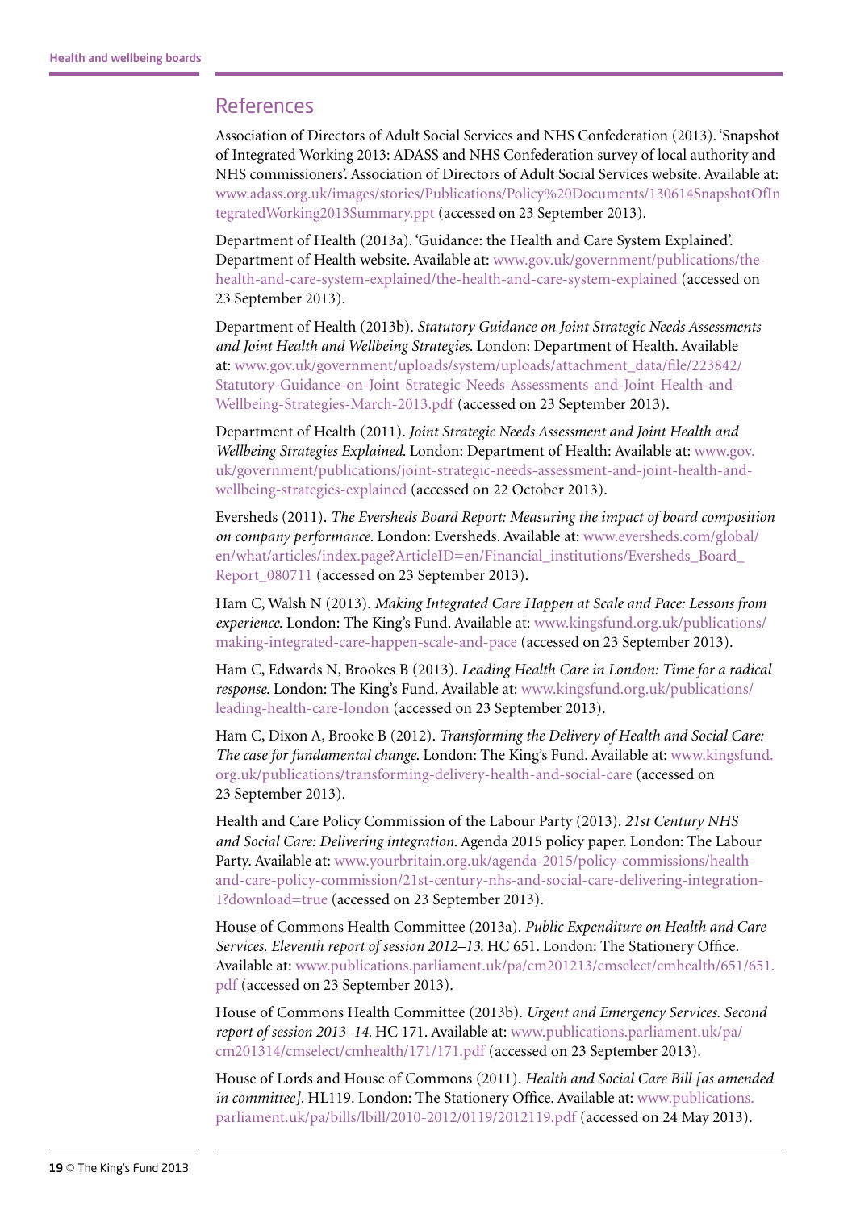## References

Association of Directors of Adult Social Services and NHS Confederation (2013). 'Snapshot of Integrated Working 2013: ADASS and NHS Confederation survey of local authority and NHS commissioners'. Association of Directors of Adult Social Services website. Available at: www.adass.org.uk/images/stories/Publications/Policy%20Documents/130614SnapshotOfIntegratedWorking2013Summary.ppt (accessed on 23 September 2013).

Department of Health (2013a). 'Guidance: the Health and Care System Explained'. Department of Health website. Available at: www.gov.uk/government/publications/the-health-and-care-system-explained/the-health-and-care-system-explained (accessed on 23 September 2013).

Department of Health (2013b). *Statutory Guidance on Joint Strategic Needs Assessments and Joint Health and Wellbeing Strategies*. London: Department of Health. Available at: www.gov.uk/government/uploads/system/uploads/attachment_data/file/223842/Statutory-Guidance-on-Joint-Strategic-Needs-Assessments-and-Joint-Health-and-Wellbeing-Strategies-March-2013.pdf (accessed on 23 September 2013).

Department of Health (2011). *Joint Strategic Needs Assessment and Joint Health and Wellbeing Strategies Explained*. London: Department of Health: Available at: www.gov.uk/government/publications/joint-strategic-needs-assessment-and-joint-health-and-wellbeing-strategies-explained (accessed on 22 October 2013).

Eversheds (2011). *The Eversheds Board Report: Measuring the impact of board composition on company performance*. London: Eversheds. Available at: www.eversheds.com/global/en/what/articles/index.page?ArticleID=en/Financial_institutions/Eversheds_Board_Report_080711 (accessed on 23 September 2013).

Ham C, Walsh N (2013). *Making Integrated Care Happen at Scale and Pace: Lessons from experience*. London: The King's Fund. Available at: www.kingsfund.org.uk/publications/making-integrated-care-happen-scale-and-pace (accessed on 23 September 2013).

Ham C, Edwards N, Brookes B (2013). *Leading Health Care in London: Time for a radical response*. London: The King's Fund. Available at: www.kingsfund.org.uk/publications/leading-health-care-london (accessed on 23 September 2013).

Ham C, Dixon A, Brooke B (2012). *Transforming the Delivery of Health and Social Care: The case for fundamental change*. London: The King's Fund. Available at: www.kingsfund.org.uk/publications/transforming-delivery-health-and-social-care (accessed on 23 September 2013).

Health and Care Policy Commission of the Labour Party (2013). *21st Century NHS and Social Care: Delivering integration*. Agenda 2015 policy paper. London: The Labour Party. Available at: www.yourbritain.org.uk/agenda-2015/policy-commissions/health-and-care-policy-commission/21st-century-nhs-and-social-care-delivering-integration-1?download=true (accessed on 23 September 2013).

House of Commons Health Committee (2013a). *Public Expenditure on Health and Care Services. Eleventh report of session 2012–13*. HC 651. London: The Stationery Office. Available at: www.publications.parliament.uk/pa/cm201213/cmselect/cmhealth/651/651.pdf (accessed on 23 September 2013).

House of Commons Health Committee (2013b). *Urgent and Emergency Services. Second report of session 2013–14*. HC 171. Available at: www.publications.parliament.uk/pa/cm201314/cmselect/cmhealth/171/171.pdf (accessed on 23 September 2013).

House of Lords and House of Commons (2011). *Health and Social Care Bill [as amended in committee]*. HL119. London: The Stationery Office. Available at: www.publications.parliament.uk/pa/bills/lbill/2010-2012/0119/2012119.pdf (accessed on 24 May 2013).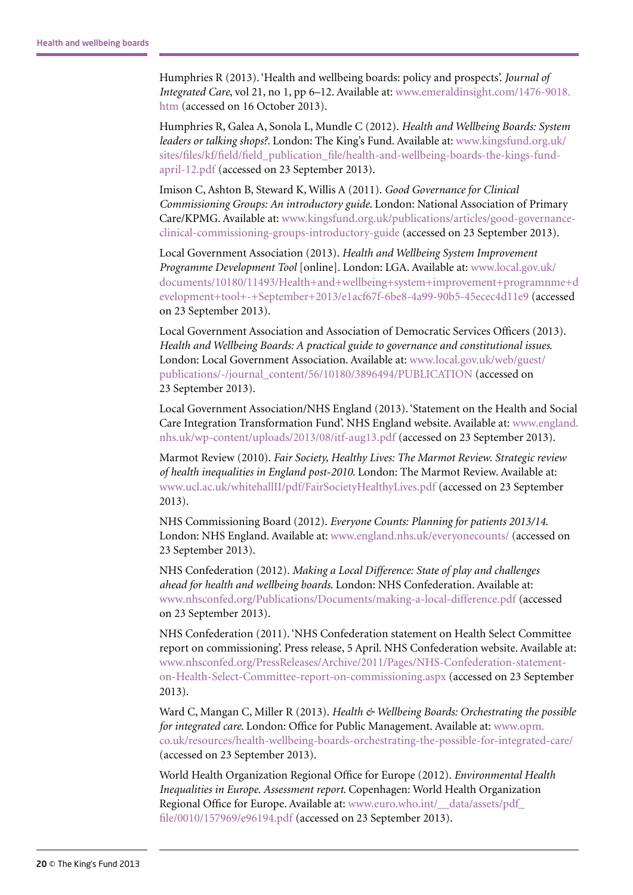Humphries R (2013). 'Health and wellbeing boards: policy and prospects'. *Journal of Integrated Care*, vol 21, no 1, pp 6–12. Available at: www.emeraldinsight.com/1476-9018.htm (accessed on 16 October 2013).

Humphries R, Galea A, Sonola L, Mundle C (2012). *Health and Wellbeing Boards: System leaders or talking shops?*. London: The King's Fund. Available at: www.kingsfund.org.uk/sites/files/kf/field/field_publication_file/health-and-wellbeing-boards-the-kings-fund-april-12.pdf (accessed on 23 September 2013).

Imison C, Ashton B, Steward K, Willis A (2011). *Good Governance for Clinical Commissioning Groups: An introductory guide*. London: National Association of Primary Care/KPMG. Available at: www.kingsfund.org.uk/publications/articles/good-governance-clinical-commissioning-groups-introductory-guide (accessed on 23 September 2013).

Local Government Association (2013). *Health and Wellbeing System Improvement Programme Development Tool* [online]. London: LGA. Available at: www.local.gov.uk/documents/10180/11493/Health+and+wellbeing+system+improvement+programnme+development+tool+-+September+2013/e1acf67f-6be8-4a99-90b5-45ecec4d11e9 (accessed on 23 September 2013).

Local Government Association and Association of Democratic Services Officers (2013). *Health and Wellbeing Boards: A practical guide to governance and constitutional issues*. London: Local Government Association. Available at: www.local.gov.uk/web/guest/publications/-/journal_content/56/10180/3896494/PUBLICATION (accessed on 23 September 2013).

Local Government Association/NHS England (2013). 'Statement on the Health and Social Care Integration Transformation Fund'. NHS England website. Available at: www.england.nhs.uk/wp-content/uploads/2013/08/itf-aug13.pdf (accessed on 23 September 2013).

Marmot Review (2010). *Fair Society, Healthy Lives: The Marmot Review. Strategic review of health inequalities in England post-2010*. London: The Marmot Review. Available at: www.ucl.ac.uk/whitehallII/pdf/FairSocietyHealthyLives.pdf (accessed on 23 September 2013).

NHS Commissioning Board (2012). *Everyone Counts: Planning for patients 2013/14*. London: NHS England. Available at: www.england.nhs.uk/everyonecounts/ (accessed on 23 September 2013).

NHS Confederation (2012). *Making a Local Difference: State of play and challenges ahead for health and wellbeing boards*. London: NHS Confederation. Available at: www.nhsconfed.org/Publications/Documents/making-a-local-difference.pdf (accessed on 23 September 2013).

NHS Confederation (2011). 'NHS Confederation statement on Health Select Committee report on commissioning'. Press release, 5 April. NHS Confederation website. Available at: www.nhsconfed.org/PressReleases/Archive/2011/Pages/NHS-Confederation-statement-on-Health-Select-Committee-report-on-commissioning.aspx (accessed on 23 September 2013).

Ward C, Mangan C, Miller R (2013). *Health & Wellbeing Boards: Orchestrating the possible for integrated care*. London: Office for Public Management. Available at: www.opm.co.uk/resources/health-wellbeing-boards-orchestrating-the-possible-for-integrated-care/ (accessed on 23 September 2013).

World Health Organization Regional Office for Europe (2012). *Environmental Health Inequalities in Europe. Assessment report*. Copenhagen: World Health Organization Regional Office for Europe. Available at: www.euro.who.int/__data/assets/pdf_file/0010/157969/e96194.pdf (accessed on 23 September 2013).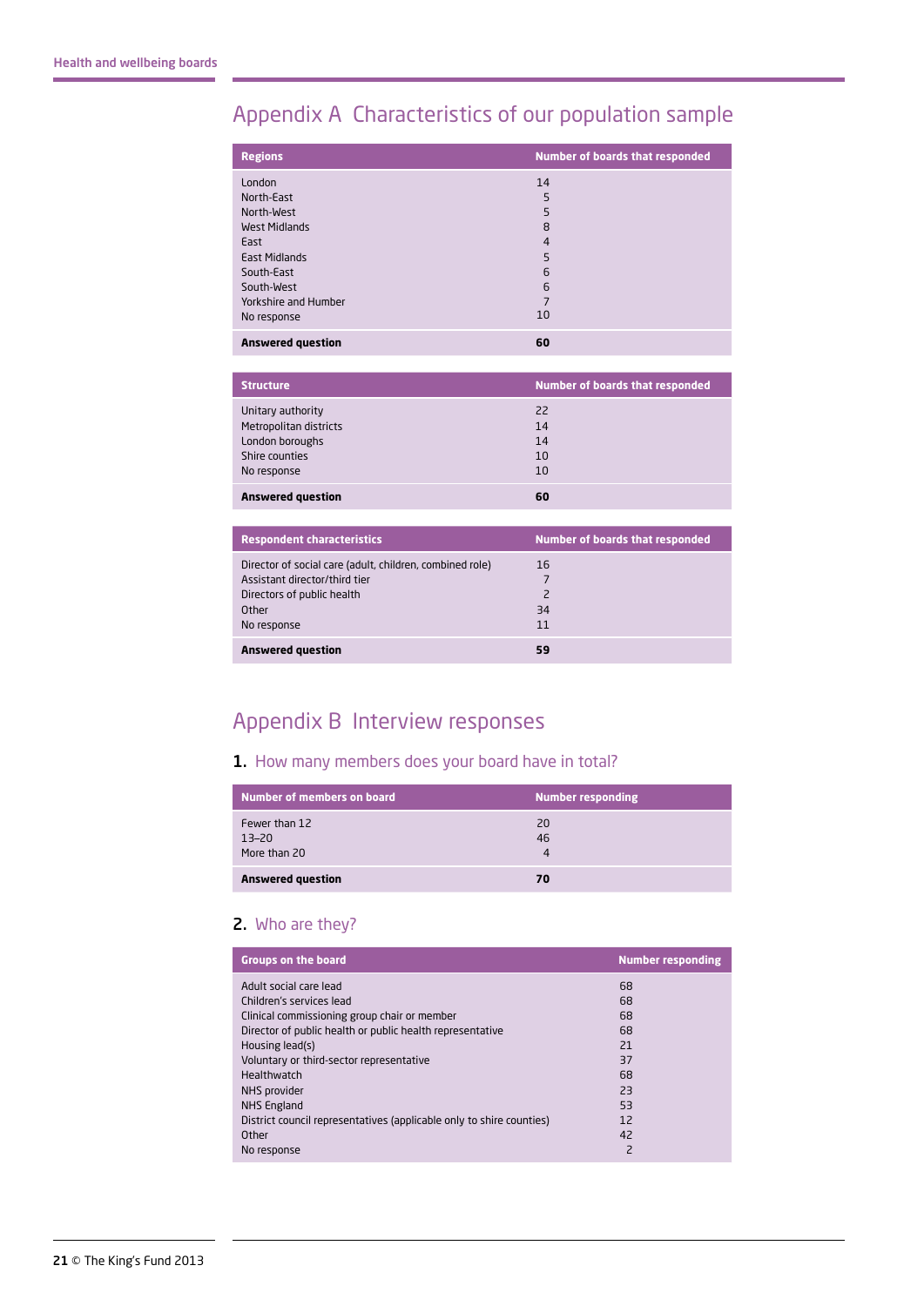# Appendix A Characteristics of our population sample

| Regions | Number of boards that responded |
|---|---|
| London | 14 |
| North-East | 5 |
| North-West | 5 |
| West Midlands | 8 |
| East | 4 |
| East Midlands | 5 |
| South-East | 6 |
| South-West | 6 |
| Yorkshire and Humber | 7 |
| No response | 10 |
| **Answered question** | **60** |

| Structure | Number of boards that responded |
|---|---|
| Unitary authority | 22 |
| Metropolitan districts | 14 |
| London boroughs | 14 |
| Shire counties | 10 |
| No response | 10 |
| **Answered question** | **60** |

| Respondent characteristics | Number of boards that responded |
|---|---|
| Director of social care (adult, children, combined role) | 16 |
| Assistant director/third tier | 7 |
| Directors of public health | 2 |
| Other | 34 |
| No response | 11 |
| **Answered question** | **59** |

# Appendix B Interview responses

## 1. How many members does your board have in total?

| Number of members on board | Number responding |
|---|---|
| Fewer than 12 | 20 |
| 13–20 | 46 |
| More than 20 | 4 |
| **Answered question** | **70** |

## 2. Who are they?

| Groups on the board | Number responding |
|---|---|
| Adult social care lead | 68 |
| Children's services lead | 68 |
| Clinical commissioning group chair or member | 68 |
| Director of public health or public health representative | 68 |
| Housing lead(s) | 21 |
| Voluntary or third-sector representative | 37 |
| Healthwatch | 68 |
| NHS provider | 23 |
| NHS England | 53 |
| District council representatives (applicable only to shire counties) | 12 |
| Other | 42 |
| No response | 2 |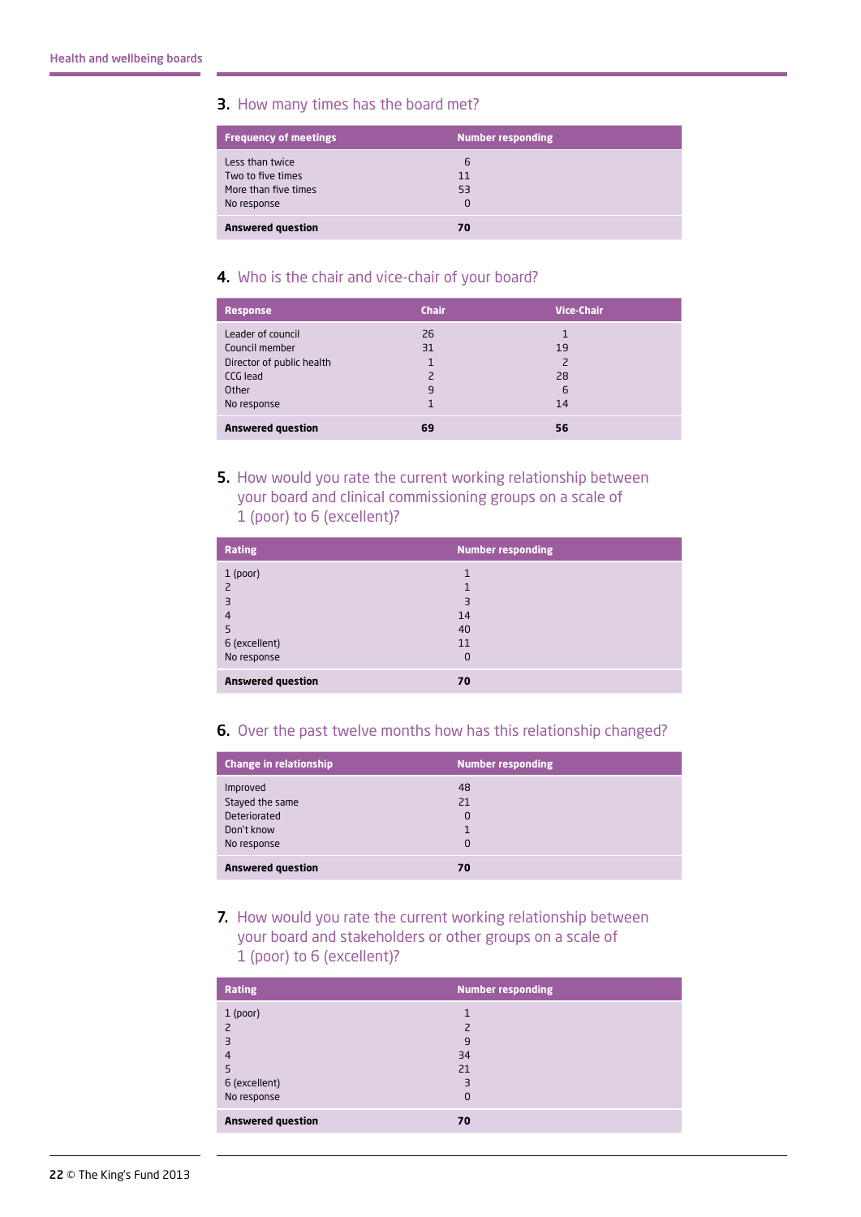### 3. How many times has the board met?

| Frequency of meetings | Number responding |
|---|---|
| Less than twice | 6 |
| Two to five times | 11 |
| More than five times | 53 |
| No response | 0 |
| **Answered question** | **70** |

### 4. Who is the chair and vice-chair of your board?

| Response | Chair | Vice-Chair |
|---|---|---|
| Leader of council | 26 | 1 |
| Council member | 31 | 19 |
| Director of public health | 1 | 2 |
| CCG lead | 2 | 28 |
| Other | 9 | 6 |
| No response | 1 | 14 |
| **Answered question** | **69** | **56** |

### 5. How would you rate the current working relationship between your board and clinical commissioning groups on a scale of 1 (poor) to 6 (excellent)?

| Rating | Number responding |
|---|---|
| 1 (poor) | 1 |
| 2 | 1 |
| 3 | 3 |
| 4 | 14 |
| 5 | 40 |
| 6 (excellent) | 11 |
| No response | 0 |
| **Answered question** | **70** |

### 6. Over the past twelve months how has this relationship changed?

| Change in relationship | Number responding |
|---|---|
| Improved | 48 |
| Stayed the same | 21 |
| Deteriorated | 0 |
| Don't know | 1 |
| No response | 0 |
| **Answered question** | **70** |

### 7. How would you rate the current working relationship between your board and stakeholders or other groups on a scale of 1 (poor) to 6 (excellent)?

| Rating | Number responding |
|---|---|
| 1 (poor) | 1 |
| 2 | 2 |
| 3 | 9 |
| 4 | 34 |
| 5 | 21 |
| 6 (excellent) | 3 |
| No response | 0 |
| **Answered question** | **70** |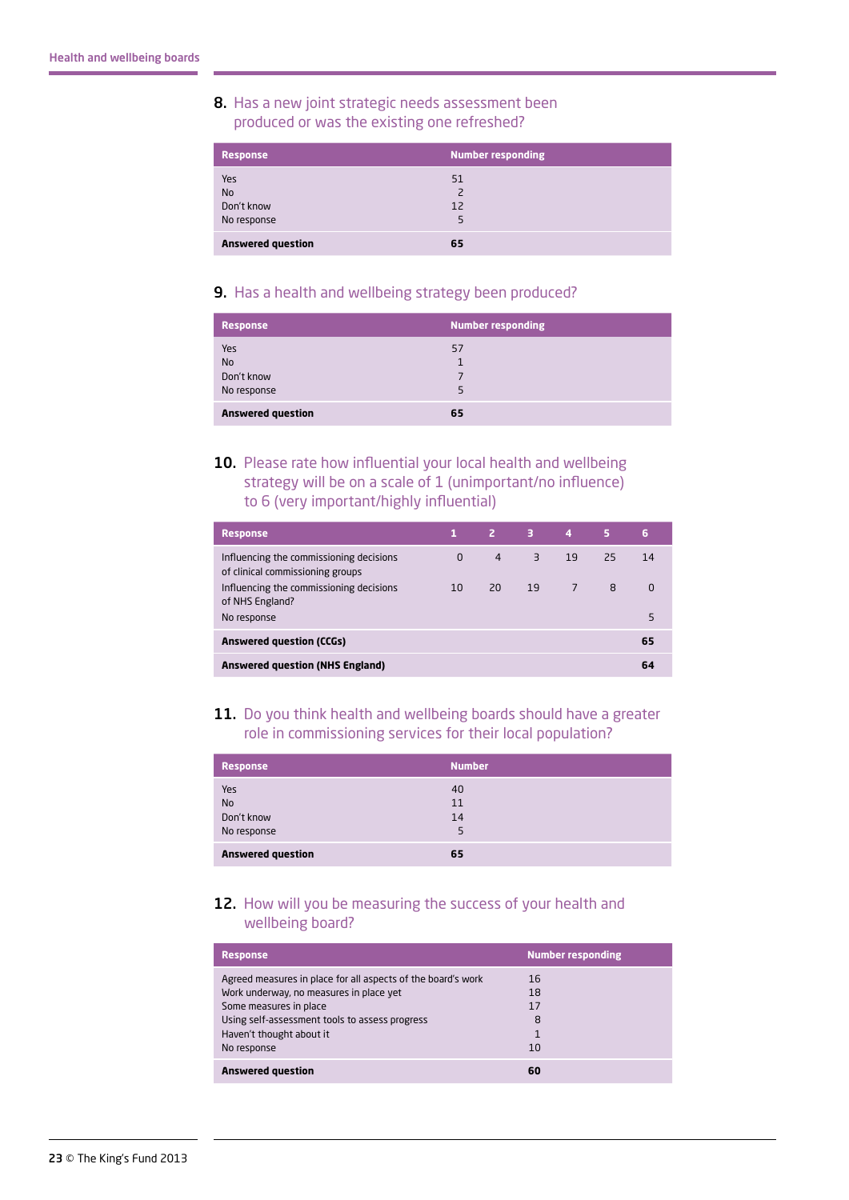## 8. Has a new joint strategic needs assessment been produced or was the existing one refreshed?

| Response | Number responding |
|---|---|
| Yes | 51 |
| No | 2 |
| Don't know | 12 |
| No response | 5 |
| **Answered question** | **65** |

## 9. Has a health and wellbeing strategy been produced?

| Response | Number responding |
|---|---|
| Yes | 57 |
| No | 1 |
| Don't know | 7 |
| No response | 5 |
| **Answered question** | **65** |

## 10. Please rate how influential your local health and wellbeing strategy will be on a scale of 1 (unimportant/no influence) to 6 (very important/highly influential)

| Response | 1 | 2 | 3 | 4 | 5 | 6 |
|---|---|---|---|---|---|---|
| Influencing the commissioning decisions of clinical commissioning groups | 0 | 4 | 3 | 19 | 25 | 14 |
| Influencing the commissioning decisions of NHS England? | 10 | 20 | 19 | 7 | 8 | 0 |
| No response | | | | | | 5 |
| **Answered question (CCGs)** | | | | | | **65** |
| **Answered question (NHS England)** | | | | | | **64** |

## 11. Do you think health and wellbeing boards should have a greater role in commissioning services for their local population?

| Response | Number |
|---|---|
| Yes | 40 |
| No | 11 |
| Don't know | 14 |
| No response | 5 |
| **Answered question** | **65** |

## 12. How will you be measuring the success of your health and wellbeing board?

| Response | Number responding |
|---|---|
| Agreed measures in place for all aspects of the board's work | 16 |
| Work underway, no measures in place yet | 18 |
| Some measures in place | 17 |
| Using self-assessment tools to assess progress | 8 |
| Haven't thought about it | 1 |
| No response | 10 |
| **Answered question** | **60** |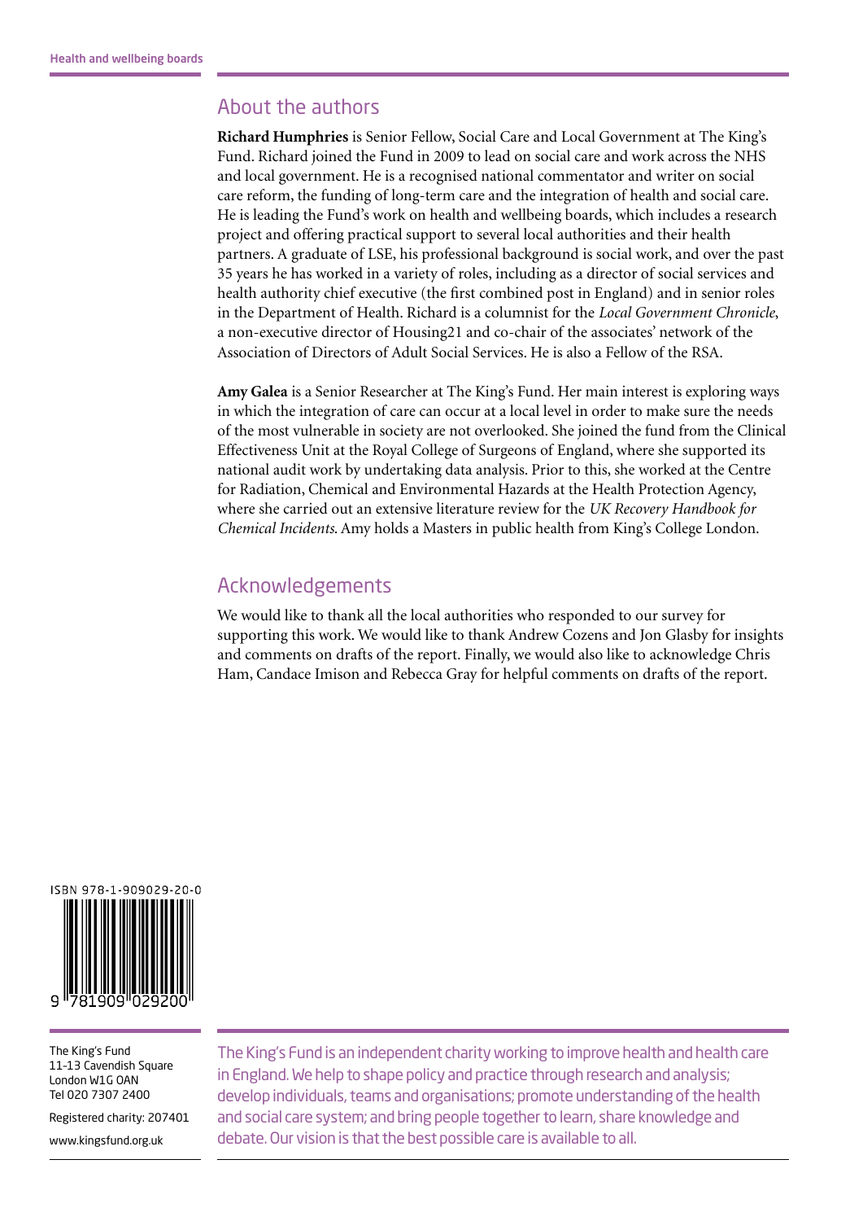## About the authors

**Richard Humphries** is Senior Fellow, Social Care and Local Government at The King's Fund. Richard joined the Fund in 2009 to lead on social care and work across the NHS and local government. He is a recognised national commentator and writer on social care reform, the funding of long-term care and the integration of health and social care. He is leading the Fund's work on health and wellbeing boards, which includes a research project and offering practical support to several local authorities and their health partners. A graduate of LSE, his professional background is social work, and over the past 35 years he has worked in a variety of roles, including as a director of social services and health authority chief executive (the first combined post in England) and in senior roles in the Department of Health. Richard is a columnist for the *Local Government Chronicle*, a non-executive director of Housing21 and co-chair of the associates' network of the Association of Directors of Adult Social Services. He is also a Fellow of the RSA.

**Amy Galea** is a Senior Researcher at The King's Fund. Her main interest is exploring ways in which the integration of care can occur at a local level in order to make sure the needs of the most vulnerable in society are not overlooked. She joined the fund from the Clinical Effectiveness Unit at the Royal College of Surgeons of England, where she supported its national audit work by undertaking data analysis. Prior to this, she worked at the Centre for Radiation, Chemical and Environmental Hazards at the Health Protection Agency, where she carried out an extensive literature review for the *UK Recovery Handbook for Chemical Incidents*. Amy holds a Masters in public health from King's College London.

## Acknowledgements

We would like to thank all the local authorities who responded to our survey for supporting this work. We would like to thank Andrew Cozens and Jon Glasby for insights and comments on drafts of the report. Finally, we would also like to acknowledge Chris Ham, Candace Imison and Rebecca Gray for helpful comments on drafts of the report.

ISBN 978-1-909029-20-0

9 781909 029200

The King's Fund
11–13 Cavendish Square
London W1G 0AN
Tel 020 7307 2400

Registered charity: 207401

www.kingsfund.org.uk

The King's Fund is an independent charity working to improve health and health care in England. We help to shape policy and practice through research and analysis; develop individuals, teams and organisations; promote understanding of the health and social care system; and bring people together to learn, share knowledge and debate. Our vision is that the best possible care is available to all.